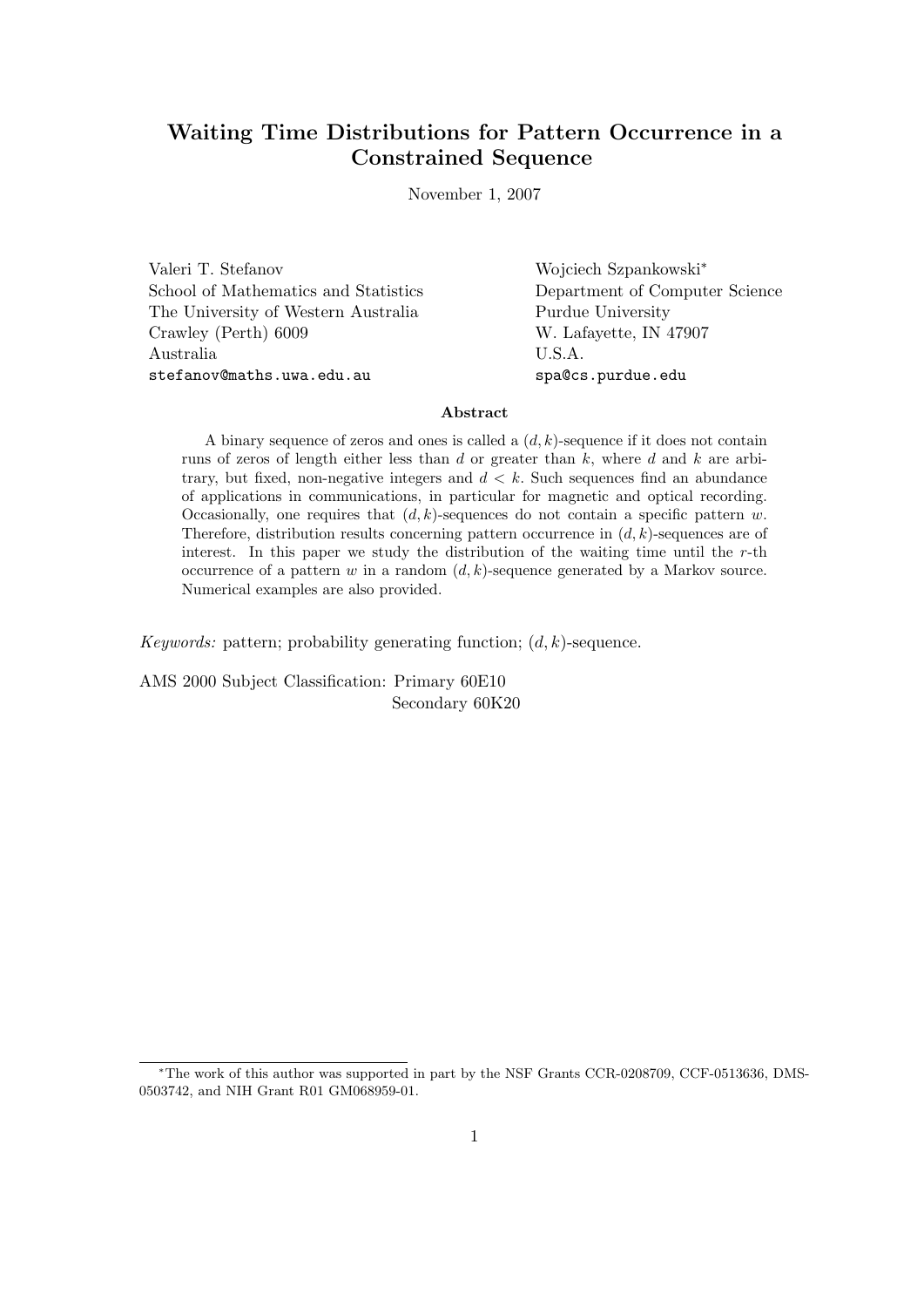# Waiting Time Distributions for Pattern Occurrence in a Constrained Sequence

November 1, 2007

Valeri T. Stefanov
School of Mathematics and Statistics
The University of Western Australia
Crawley (Perth) 6009
Australia
`stefanov@maths.uwa.edu.au`

Wojciech Szpankowski*
Department of Computer Science
Purdue University
W. Lafayette, IN 47907
U.S.A.
`spa@cs.purdue.edu`

### Abstract

A binary sequence of zeros and ones is called a $(d, k)$-sequence if it does not contain runs of zeros of length either less than $d$ or greater than $k$, where $d$ and $k$ are arbitrary, but fixed, non-negative integers and $d < k$. Such sequences find an abundance of applications in communications, in particular for magnetic and optical recording. Occasionally, one requires that $(d, k)$-sequences do not contain a specific pattern $w$. Therefore, distribution results concerning pattern occurrence in $(d, k)$-sequences are of interest. In this paper we study the distribution of the waiting time until the $r$-th occurrence of a pattern $w$ in a random $(d, k)$-sequence generated by a Markov source. Numerical examples are also provided.

*Keywords:* pattern; probability generating function; $(d, k)$-sequence.

AMS 2000 Subject Classification: Primary 60E10
Secondary 60K20

---

*The work of this author was supported in part by the NSF Grants CCR-0208709, CCF-0513636, DMS-0503742, and NIH Grant R01 GM068959-01.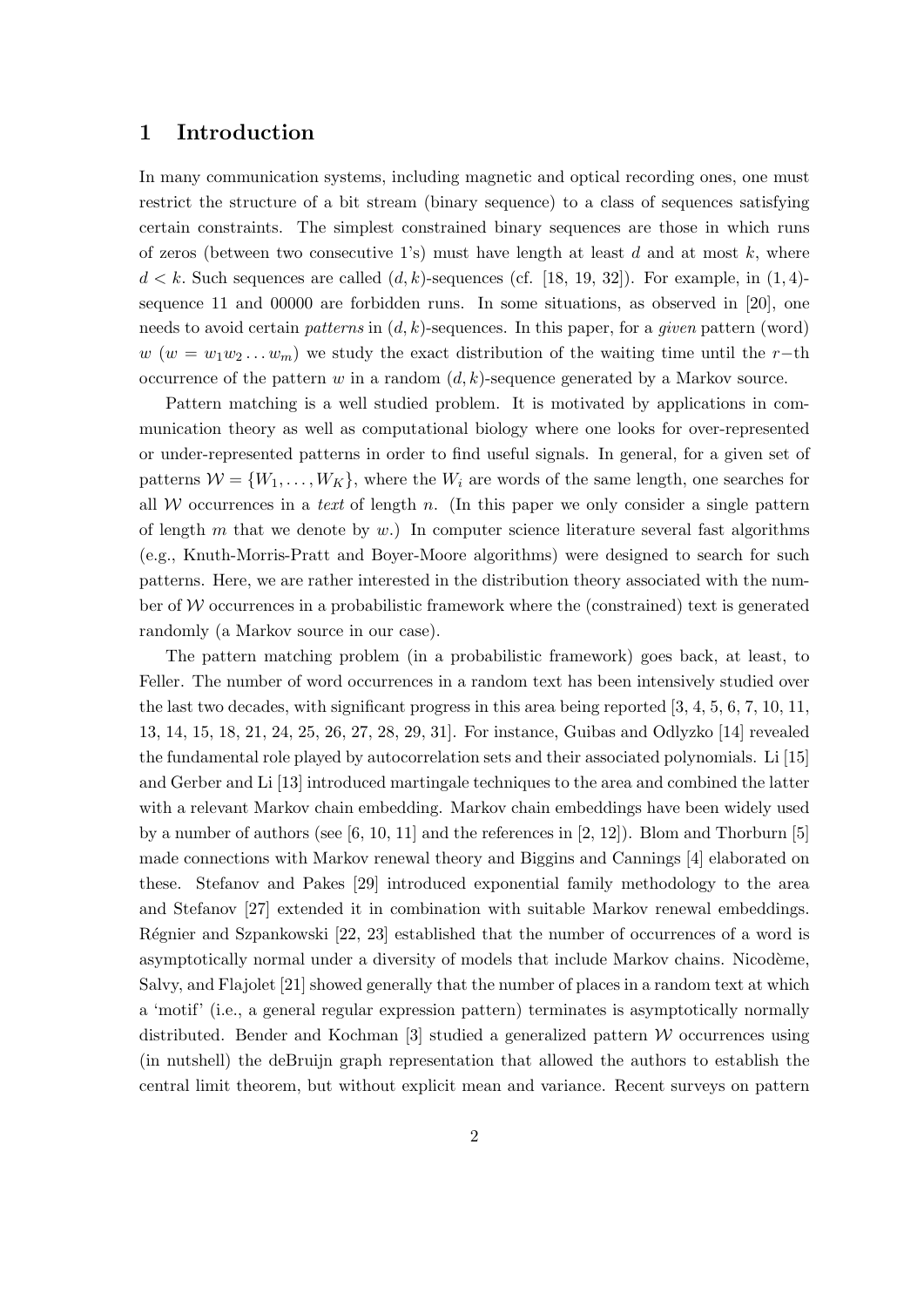# 1 Introduction

In many communication systems, including magnetic and optical recording ones, one must restrict the structure of a bit stream (binary sequence) to a class of sequences satisfying certain constraints. The simplest constrained binary sequences are those in which runs of zeros (between two consecutive 1's) must have length at least $d$ and at most $k$, where $d < k$. Such sequences are called $(d, k)$-sequences (cf. [18, 19, 32]). For example, in $(1, 4)$-sequence 11 and 00000 are forbidden runs. In some situations, as observed in [20], one needs to avoid certain *patterns* in $(d, k)$-sequences. In this paper, for a *given* pattern (word) $w$ ($w = w_1 w_2 \dots w_m$) we study the exact distribution of the waiting time until the $r-$th occurrence of the pattern $w$ in a random $(d, k)$-sequence generated by a Markov source.

Pattern matching is a well studied problem. It is motivated by applications in communication theory as well as computational biology where one looks for over-represented or under-represented patterns in order to find useful signals. In general, for a given set of patterns $\mathcal{W} = \{W_1, \dots, W_K\}$, where the $W_i$ are words of the same length, one searches for all $\mathcal{W}$ occurrences in a *text* of length $n$. (In this paper we only consider a single pattern of length $m$ that we denote by $w$.) In computer science literature several fast algorithms (e.g., Knuth-Morris-Pratt and Boyer-Moore algorithms) were designed to search for such patterns. Here, we are rather interested in the distribution theory associated with the number of $\mathcal{W}$ occurrences in a probabilistic framework where the (constrained) text is generated randomly (a Markov source in our case).

The pattern matching problem (in a probabilistic framework) goes back, at least, to Feller. The number of word occurrences in a random text has been intensively studied over the last two decades, with significant progress in this area being reported [3, 4, 5, 6, 7, 10, 11, 13, 14, 15, 18, 21, 24, 25, 26, 27, 28, 29, 31]. For instance, Guibas and Odlyzko [14] revealed the fundamental role played by autocorrelation sets and their associated polynomials. Li [15] and Gerber and Li [13] introduced martingale techniques to the area and combined the latter with a relevant Markov chain embedding. Markov chain embeddings have been widely used by a number of authors (see [6, 10, 11] and the references in [2, 12]). Blom and Thorburn [5] made connections with Markov renewal theory and Biggins and Cannings [4] elaborated on these. Stefanov and Pakes [29] introduced exponential family methodology to the area and Stefanov [27] extended it in combination with suitable Markov renewal embeddings. Régnier and Szpankowski [22, 23] established that the number of occurrences of a word is asymptotically normal under a diversity of models that include Markov chains. Nicodème, Salvy, and Flajolet [21] showed generally that the number of places in a random text at which a 'motif' (i.e., a general regular expression pattern) terminates is asymptotically normally distributed. Bender and Kochman [3] studied a generalized pattern $\mathcal{W}$ occurrences using (in nutshell) the deBruijn graph representation that allowed the authors to establish the central limit theorem, but without explicit mean and variance. Recent surveys on pattern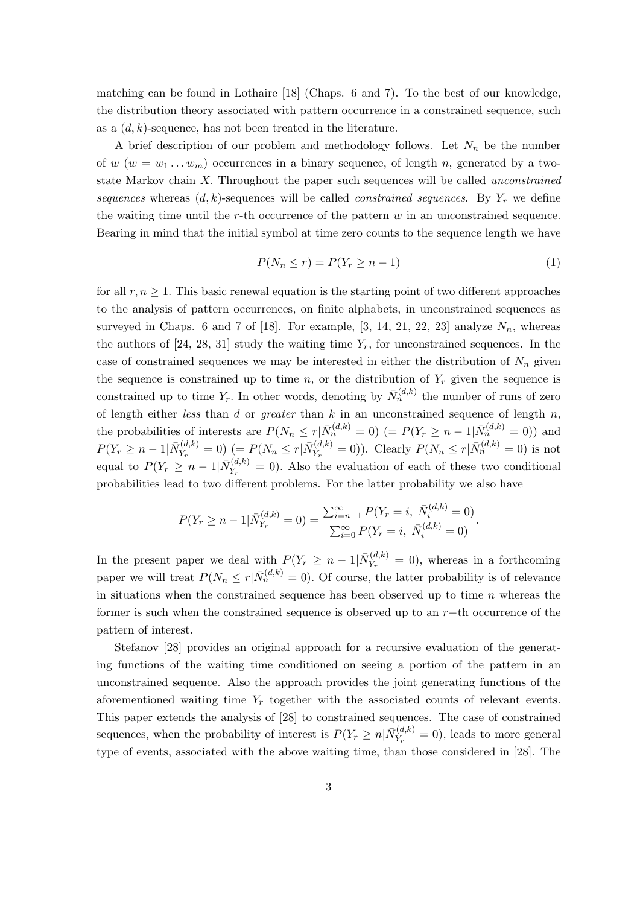matching can be found in Lothaire [18] (Chaps. 6 and 7). To the best of our knowledge, the distribution theory associated with pattern occurrence in a constrained sequence, such as a $(d,k)$-sequence, has not been treated in the literature.

A brief description of our problem and methodology follows. Let $N_n$ be the number of $w$ ($w = w_1 \dots w_m$) occurrences in a binary sequence, of length $n$, generated by a two-state Markov chain $X$. Throughout the paper such sequences will be called *unconstrained sequences* whereas $(d,k)$-sequences will be called *constrained sequences*. By $Y_r$ we define the waiting time until the $r$-th occurrence of the pattern $w$ in an unconstrained sequence. Bearing in mind that the initial symbol at time zero counts to the sequence length we have

$$P(N_n \leq r) = P(Y_r \geq n-1) \tag{1}$$

for all $r, n \geq 1$. This basic renewal equation is the starting point of two different approaches to the analysis of pattern occurrences, on finite alphabets, in unconstrained sequences as surveyed in Chaps. 6 and 7 of [18]. For example, [3, 14, 21, 22, 23] analyze $N_n$, whereas the authors of [24, 28, 31] study the waiting time $Y_r$, for unconstrained sequences. In the case of constrained sequences we may be interested in either the distribution of $N_n$ given the sequence is constrained up to time $n$, or the distribution of $Y_r$ given the sequence is constrained up to time $Y_r$. In other words, denoting by $\bar{N}_n^{(d,k)}$ the number of runs of zero of length either *less* than $d$ or *greater* than $k$ in an unconstrained sequence of length $n$, the probabilities of interests are $P(N_n \leq r | \bar{N}_n^{(d,k)} = 0)$ $(= P(Y_r \geq n-1 | \bar{N}_n^{(d,k)} = 0))$ and $P(Y_r \geq n-1 | \bar{N}_{Y_r}^{(d,k)} = 0)$ $(= P(N_n \leq r | \bar{N}_{Y_r}^{(d,k)} = 0))$. Clearly $P(N_n \leq r | \bar{N}_n^{(d,k)} = 0)$ is not equal to $P(Y_r \geq n-1 | \bar{N}_{Y_r}^{(d,k)} = 0)$. Also the evaluation of each of these two conditional probabilities lead to two different problems. For the latter probability we also have

$$P(Y_r \geq n-1 | \bar{N}_{Y_r}^{(d,k)} = 0) = \frac{\sum_{i=n-1}^{\infty} P(Y_r = i,\ \bar{N}_i^{(d,k)} = 0)}{\sum_{i=0}^{\infty} P(Y_r = i,\ \bar{N}_i^{(d,k)} = 0)}.$$

In the present paper we deal with $P(Y_r \geq n-1 | \bar{N}_{Y_r}^{(d,k)} = 0)$, whereas in a forthcoming paper we will treat $P(N_n \leq r | \bar{N}_n^{(d,k)} = 0)$. Of course, the latter probability is of relevance in situations when the constrained sequence has been observed up to time $n$ whereas the former is such when the constrained sequence is observed up to an $r-$th occurrence of the pattern of interest.

Stefanov [28] provides an original approach for a recursive evaluation of the generating functions of the waiting time conditioned on seeing a portion of the pattern in an unconstrained sequence. Also the approach provides the joint generating functions of the aforementioned waiting time $Y_r$ together with the associated counts of relevant events. This paper extends the analysis of [28] to constrained sequences. The case of constrained sequences, when the probability of interest is $P(Y_r \geq n | \bar{N}_{Y_r}^{(d,k)} = 0)$, leads to more general type of events, associated with the above waiting time, than those considered in [28]. The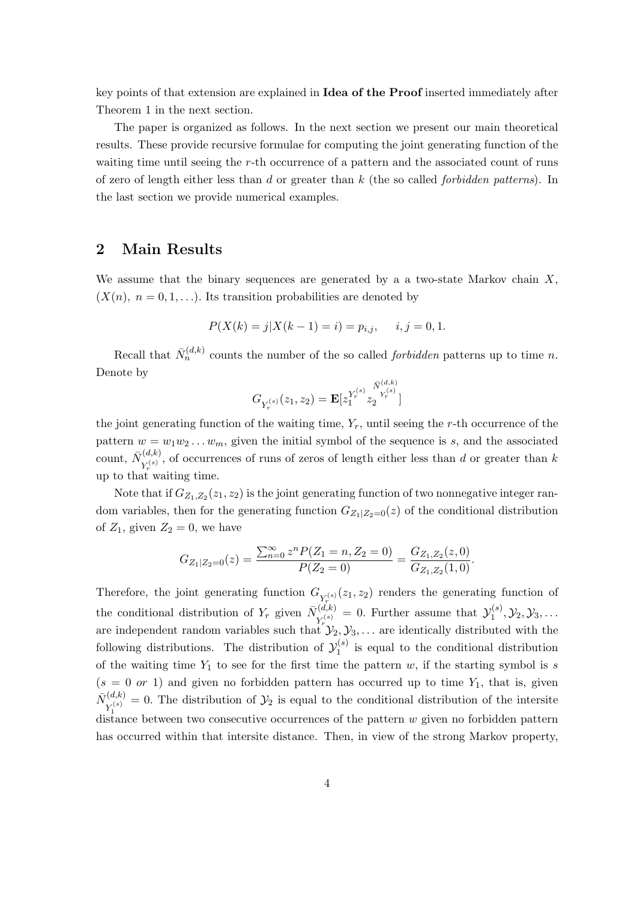key points of that extension are explained in **Idea of the Proof** inserted immediately after Theorem 1 in the next section.

The paper is organized as follows. In the next section we present our main theoretical results. These provide recursive formulae for computing the joint generating function of the waiting time until seeing the $r$-th occurrence of a pattern and the associated count of runs of zero of length either less than $d$ or greater than $k$ (the so called *forbidden patterns*). In the last section we provide numerical examples.

## 2 Main Results

We assume that the binary sequences are generated by a a two-state Markov chain $X$, $(X(n),\ n = 0, 1, \ldots)$. Its transition probabilities are denoted by

$$P(X(k) = j | X(k-1) = i) = p_{i,j}, \quad i, j = 0, 1.$$

Recall that $\bar{N}_n^{(d,k)}$ counts the number of the so called *forbidden* patterns up to time $n$. Denote by

$$G_{Y_r^{(s)}}(z_1, z_2) = \mathbf{E}[z_1^{Y_r^{(s)}} z_2^{\bar{N}^{(d,k)}_{Y_r^{(s)}}}]$$

the joint generating function of the waiting time, $Y_r$, until seeing the $r$-th occurrence of the pattern $w = w_1 w_2 \ldots w_m$, given the initial symbol of the sequence is $s$, and the associated count, $\bar{N}^{(d,k)}_{Y_r^{(s)}}$, of occurrences of runs of zeros of length either less than $d$ or greater than $k$ up to that waiting time.

Note that if $G_{Z_1,Z_2}(z_1, z_2)$ is the joint generating function of two nonnegative integer random variables, then for the generating function $G_{Z_1|Z_2=0}(z)$ of the conditional distribution of $Z_1$, given $Z_2 = 0$, we have

$$G_{Z_1|Z_2=0}(z) = \frac{\sum_{n=0}^{\infty} z^n P(Z_1 = n, Z_2 = 0)}{P(Z_2 = 0)} = \frac{G_{Z_1,Z_2}(z, 0)}{G_{Z_1,Z_2}(1, 0)}.$$

Therefore, the joint generating function $G_{Y_r^{(s)}}(z_1, z_2)$ renders the generating function of the conditional distribution of $Y_r$ given $\bar{N}^{(d,k)}_{Y_r^{(s)}} = 0$. Further assume that $\mathcal{Y}_1^{(s)}, \mathcal{Y}_2, \mathcal{Y}_3, \ldots$ are independent random variables such that $\mathcal{Y}_2, \mathcal{Y}_3, \ldots$ are identically distributed with the following distributions. The distribution of $\mathcal{Y}_1^{(s)}$ is equal to the conditional distribution of the waiting time $Y_1$ to see for the first time the pattern $w$, if the starting symbol is $s$ ($s = 0$ *or* $1$) and given no forbidden pattern has occurred up to time $Y_1$, that is, given $\bar{N}^{(d,k)}_{Y_1^{(s)}} = 0$. The distribution of $\mathcal{Y}_2$ is equal to the conditional distribution of the intersite distance between two consecutive occurrences of the pattern $w$ given no forbidden pattern has occurred within that intersite distance. Then, in view of the strong Markov property,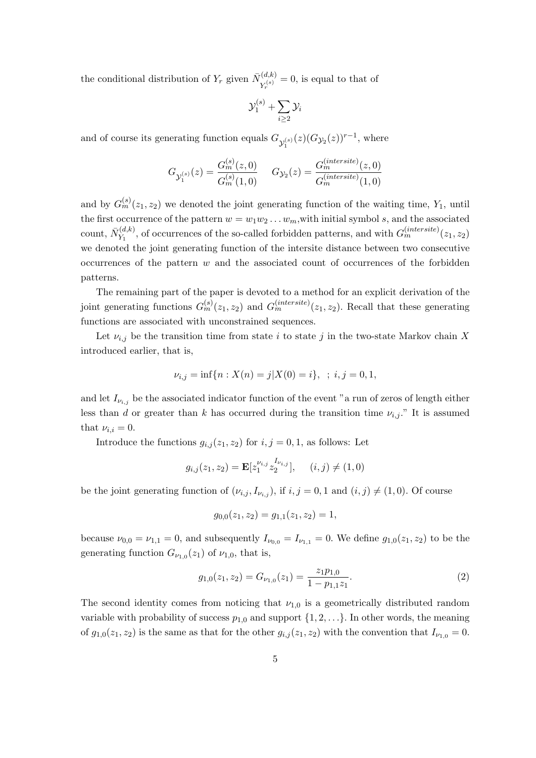the conditional distribution of $Y_r$ given $\bar{N}^{(d,k)}_{Y_r^{(s)}} = 0$, is equal to that of

$$\mathcal{Y}_1^{(s)} + \sum_{i \geq 2} \mathcal{Y}_i$$

and of course its generating function equals $G_{\mathcal{Y}_1^{(s)}}(z)(G_{\mathcal{Y}_2}(z))^{r-1}$, where

$$G_{\mathcal{Y}_1^{(s)}}(z) = \frac{G_m^{(s)}(z,0)}{G_m^{(s)}(1,0)} \qquad G_{\mathcal{Y}_2}(z) = \frac{G_m^{(intersite)}(z,0)}{G_m^{(intersite)}(1,0)}$$

and by $G_m^{(s)}(z_1, z_2)$ we denoted the joint generating function of the waiting time, $Y_1$, until the first occurrence of the pattern $w = w_1 w_2 \ldots w_m$,with initial symbol $s$, and the associated count, $\bar{N}^{(d,k)}_{Y_1}$, of occurrences of the so-called forbidden patterns, and with $G_m^{(intersite)}(z_1, z_2)$ we denoted the joint generating function of the intersite distance between two consecutive occurrences of the pattern $w$ and the associated count of occurrences of the forbidden patterns.

The remaining part of the paper is devoted to a method for an explicit derivation of the joint generating functions $G_m^{(s)}(z_1, z_2)$ and $G_m^{(intersite)}(z_1, z_2)$. Recall that these generating functions are associated with unconstrained sequences.

Let $\nu_{i,j}$ be the transition time from state $i$ to state $j$ in the two-state Markov chain $X$ introduced earlier, that is,

$$\nu_{i,j} = \inf\{n : X(n) = j | X(0) = i\}, \ \ ; \, i,j = 0,1,$$

and let $I_{\nu_{i,j}}$ be the associated indicator function of the event "a run of zeros of length either less than $d$ or greater than $k$ has occurred during the transition time $\nu_{i,j}$." It is assumed that $\nu_{i,i} = 0$.

Introduce the functions $g_{i,j}(z_1, z_2)$ for $i,j = 0,1$, as follows: Let

$$g_{i,j}(z_1, z_2) = \mathbf{E}[z_1^{\nu_{i,j}} z_2^{I_{\nu_{i,j}}}], \qquad (i,j) \neq (1,0)$$

be the joint generating function of $(\nu_{i,j}, I_{\nu_{i,j}})$, if $i,j = 0,1$ and $(i,j) \neq (1,0)$. Of course

$$g_{0,0}(z_1, z_2) = g_{1,1}(z_1, z_2) = 1,$$

because $\nu_{0,0} = \nu_{1,1} = 0$, and subsequently $I_{\nu_{0,0}} = I_{\nu_{1,1}} = 0$. We define $g_{1,0}(z_1, z_2)$ to be the generating function $G_{\nu_{1,0}}(z_1)$ of $\nu_{1,0}$, that is,

$$g_{1,0}(z_1, z_2) = G_{\nu_{1,0}}(z_1) = \frac{z_1 p_{1,0}}{1 - p_{1,1} z_1}. \tag{2}$$

The second identity comes from noticing that $\nu_{1,0}$ is a geometrically distributed random variable with probability of success $p_{1,0}$ and support $\{1, 2, \ldots\}$. In other words, the meaning of $g_{1,0}(z_1, z_2)$ is the same as that for the other $g_{i,j}(z_1, z_2)$ with the convention that $I_{\nu_{1,0}} = 0$.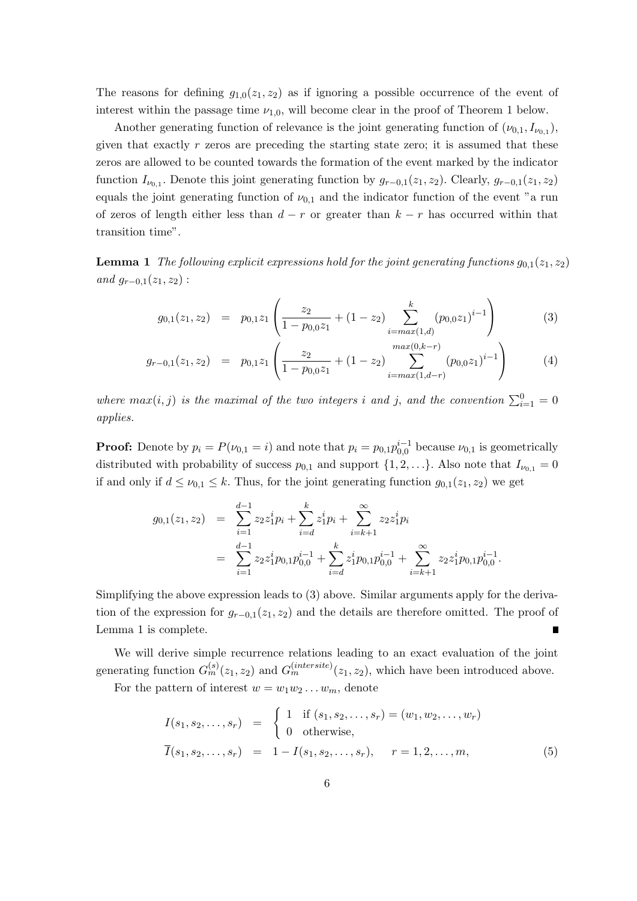The reasons for defining $g_{1,0}(z_1, z_2)$ as if ignoring a possible occurrence of the event of interest within the passage time $\nu_{1,0}$, will become clear in the proof of Theorem 1 below.

Another generating function of relevance is the joint generating function of $(\nu_{0,1}, I_{\nu_{0,1}})$, given that exactly $r$ zeros are preceding the starting state zero; it is assumed that these zeros are allowed to be counted towards the formation of the event marked by the indicator function $I_{\nu_{0,1}}$. Denote this joint generating function by $g_{r-0,1}(z_1, z_2)$. Clearly, $g_{r-0,1}(z_1, z_2)$ equals the joint generating function of $\nu_{0,1}$ and the indicator function of the event "a run of zeros of length either less than $d - r$ or greater than $k - r$ has occurred within that transition time".

**Lemma 1** *The following explicit expressions hold for the joint generating functions $g_{0,1}(z_1, z_2)$ and $g_{r-0,1}(z_1, z_2)$ :*

$$g_{0,1}(z_1, z_2) = p_{0,1}z_1 \left( \frac{z_2}{1 - p_{0,0}z_1} + (1 - z_2) \sum_{i=max(1,d)}^{k} (p_{0,0}z_1)^{i-1} \right) \tag{3}$$

$$g_{r-0,1}(z_1, z_2) = p_{0,1}z_1 \left( \frac{z_2}{1 - p_{0,0}z_1} + (1 - z_2) \sum_{i=max(1,d-r)}^{max(0,k-r)} (p_{0,0}z_1)^{i-1} \right) \tag{4}$$

*where $max(i, j)$ is the maximal of the two integers $i$ and $j$, and the convention $\sum_{i=1}^{0} = 0$ applies.*

**Proof:** Denote by $p_i = P(\nu_{0,1} = i)$ and note that $p_i = p_{0,1}p_{0,0}^{i-1}$ because $\nu_{0,1}$ is geometrically distributed with probability of success $p_{0,1}$ and support $\{1, 2, \ldots\}$. Also note that $I_{\nu_{0,1}} = 0$ if and only if $d \leq \nu_{0,1} \leq k$. Thus, for the joint generating function $g_{0,1}(z_1, z_2)$ we get

$$\begin{aligned} g_{0,1}(z_1, z_2) &= \sum_{i=1}^{d-1} z_2 z_1^i p_i + \sum_{i=d}^{k} z_1^i p_i + \sum_{i=k+1}^{\infty} z_2 z_1^i p_i \\ &= \sum_{i=1}^{d-1} z_2 z_1^i p_{0,1} p_{0,0}^{i-1} + \sum_{i=d}^{k} z_1^i p_{0,1} p_{0,0}^{i-1} + \sum_{i=k+1}^{\infty} z_2 z_1^i p_{0,1} p_{0,0}^{i-1}. \end{aligned}$$

Simplifying the above expression leads to (3) above. Similar arguments apply for the derivation of the expression for $g_{r-0,1}(z_1, z_2)$ and the details are therefore omitted. The proof of Lemma 1 is complete. ∎

We will derive simple recurrence relations leading to an exact evaluation of the joint generating function $G_m^{(s)}(z_1, z_2)$ and $G_m^{(intersite)}(z_1, z_2)$, which have been introduced above.

For the pattern of interest $w = w_1 w_2 \ldots w_m$, denote

$$\begin{aligned} I(s_1, s_2, \ldots, s_r) &= \begin{cases} 1 & \text{if } (s_1, s_2, \ldots, s_r) = (w_1, w_2, \ldots, w_r) \\ 0 & \text{otherwise,} \end{cases} \\ \overline{I}(s_1, s_2, \ldots, s_r) &= 1 - I(s_1, s_2, \ldots, s_r), \quad r = 1, 2, \ldots, m, \end{aligned} \tag{5}$$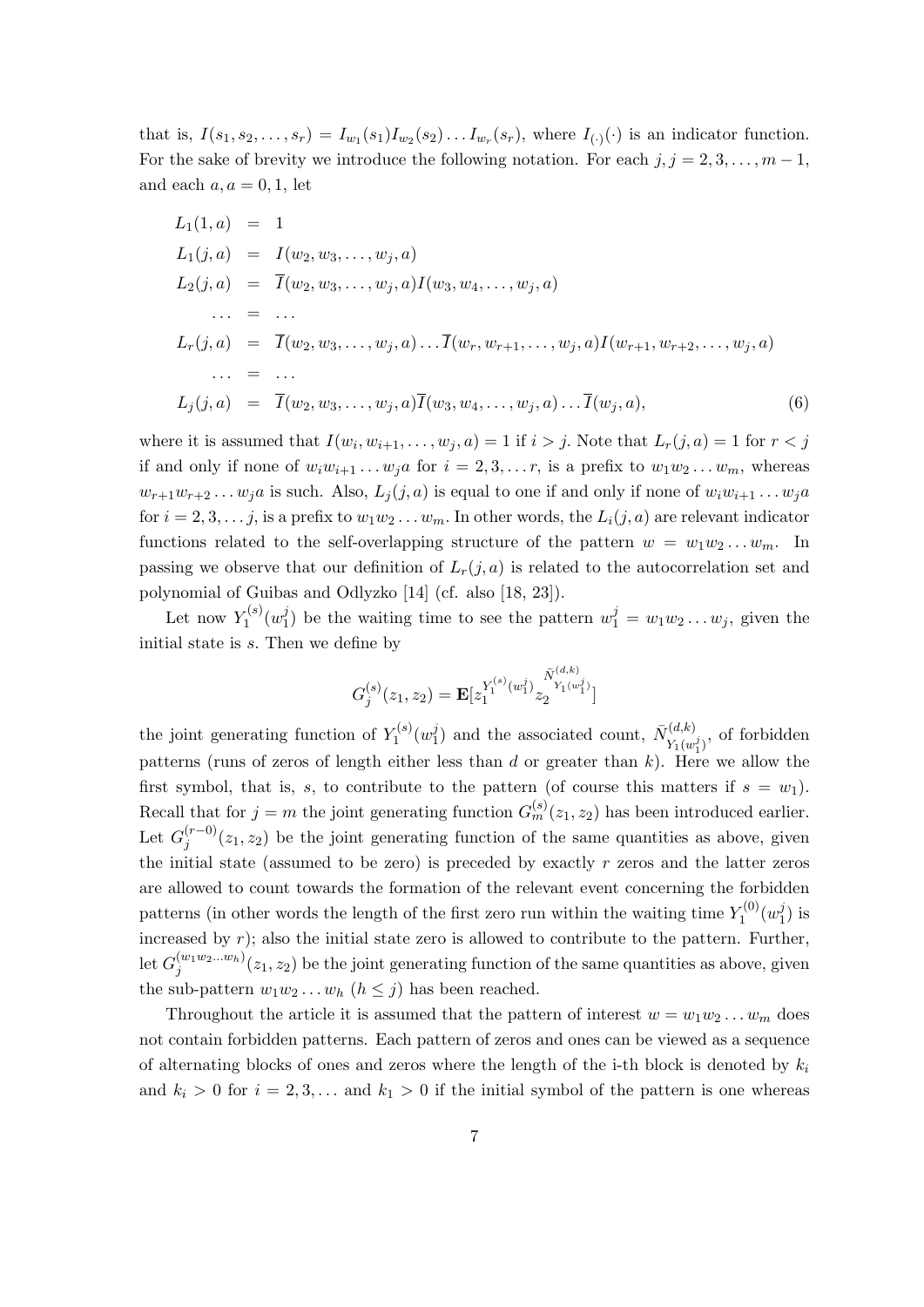that is, $I(s_1, s_2, \ldots, s_r) = I_{w_1}(s_1)I_{w_2}(s_2)\ldots I_{w_r}(s_r)$, where $I_{(\cdot)}(\cdot)$ is an indicator function. For the sake of brevity we introduce the following notation. For each $j, j = 2, 3, \ldots, m-1$, and each $a, a = 0, 1$, let

$$
\begin{aligned}
L_1(1,a) &= 1 \\
L_1(j,a) &= I(w_2, w_3, \ldots, w_j, a) \\
L_2(j,a) &= \overline{I}(w_2, w_3, \ldots, w_j, a)I(w_3, w_4, \ldots, w_j, a) \\
\ldots &= \ldots \\
L_r(j,a) &= \overline{I}(w_2, w_3, \ldots, w_j, a)\ldots\overline{I}(w_r, w_{r+1}, \ldots, w_j, a)I(w_{r+1}, w_{r+2}, \ldots, w_j, a) \\
\ldots &= \ldots \\
L_j(j,a) &= \overline{I}(w_2, w_3, \ldots, w_j, a)\overline{I}(w_3, w_4, \ldots, w_j, a)\ldots\overline{I}(w_j, a),
\end{aligned} \tag{6}
$$

where it is assumed that $I(w_i, w_{i+1}, \ldots, w_j, a) = 1$ if $i > j$. Note that $L_r(j,a) = 1$ for $r < j$ if and only if none of $w_i w_{i+1}\ldots w_j a$ for $i = 2, 3, \ldots r$, is a prefix to $w_1 w_2 \ldots w_m$, whereas $w_{r+1}w_{r+2}\ldots w_j a$ is such. Also, $L_j(j,a)$ is equal to one if and only if none of $w_i w_{i+1}\ldots w_j a$ for $i = 2, 3, \ldots j$, is a prefix to $w_1 w_2 \ldots w_m$. In other words, the $L_i(j,a)$ are relevant indicator functions related to the self-overlapping structure of the pattern $w = w_1 w_2 \ldots w_m$. In passing we observe that our definition of $L_r(j,a)$ is related to the autocorrelation set and polynomial of Guibas and Odlyzko [14] (cf. also [18, 23]).

Let now $Y_1^{(s)}(w_1^j)$ be the waiting time to see the pattern $w_1^j = w_1 w_2 \ldots w_j$, given the initial state is $s$. Then we define by

$$
G_j^{(s)}(z_1, z_2) = \mathbf{E}[z_1^{Y_1^{(s)}(w_1^j)} z_2^{\bar{N}^{(d,k)}_{Y_1(w_1^j)}}]
$$

the joint generating function of $Y_1^{(s)}(w_1^j)$ and the associated count, $\bar{N}^{(d,k)}_{Y_1(w_1^j)}$, of forbidden patterns (runs of zeros of length either less than $d$ or greater than $k$). Here we allow the first symbol, that is, $s$, to contribute to the pattern (of course this matters if $s = w_1$). Recall that for $j = m$ the joint generating function $G_m^{(s)}(z_1, z_2)$ has been introduced earlier. Let $G_j^{(r-0)}(z_1, z_2)$ be the joint generating function of the same quantities as above, given the initial state (assumed to be zero) is preceded by exactly $r$ zeros and the latter zeros are allowed to count towards the formation of the relevant event concerning the forbidden patterns (in other words the length of the first zero run within the waiting time $Y_1^{(0)}(w_1^j)$ is increased by $r$); also the initial state zero is allowed to contribute to the pattern. Further, let $G_j^{(w_1 w_2 \ldots w_h)}(z_1, z_2)$ be the joint generating function of the same quantities as above, given the sub-pattern $w_1 w_2 \ldots w_h$ $(h \leq j)$ has been reached.

Throughout the article it is assumed that the pattern of interest $w = w_1 w_2 \ldots w_m$ does not contain forbidden patterns. Each pattern of zeros and ones can be viewed as a sequence of alternating blocks of ones and zeros where the length of the i-th block is denoted by $k_i$ and $k_i > 0$ for $i = 2, 3, \ldots$ and $k_1 > 0$ if the initial symbol of the pattern is one whereas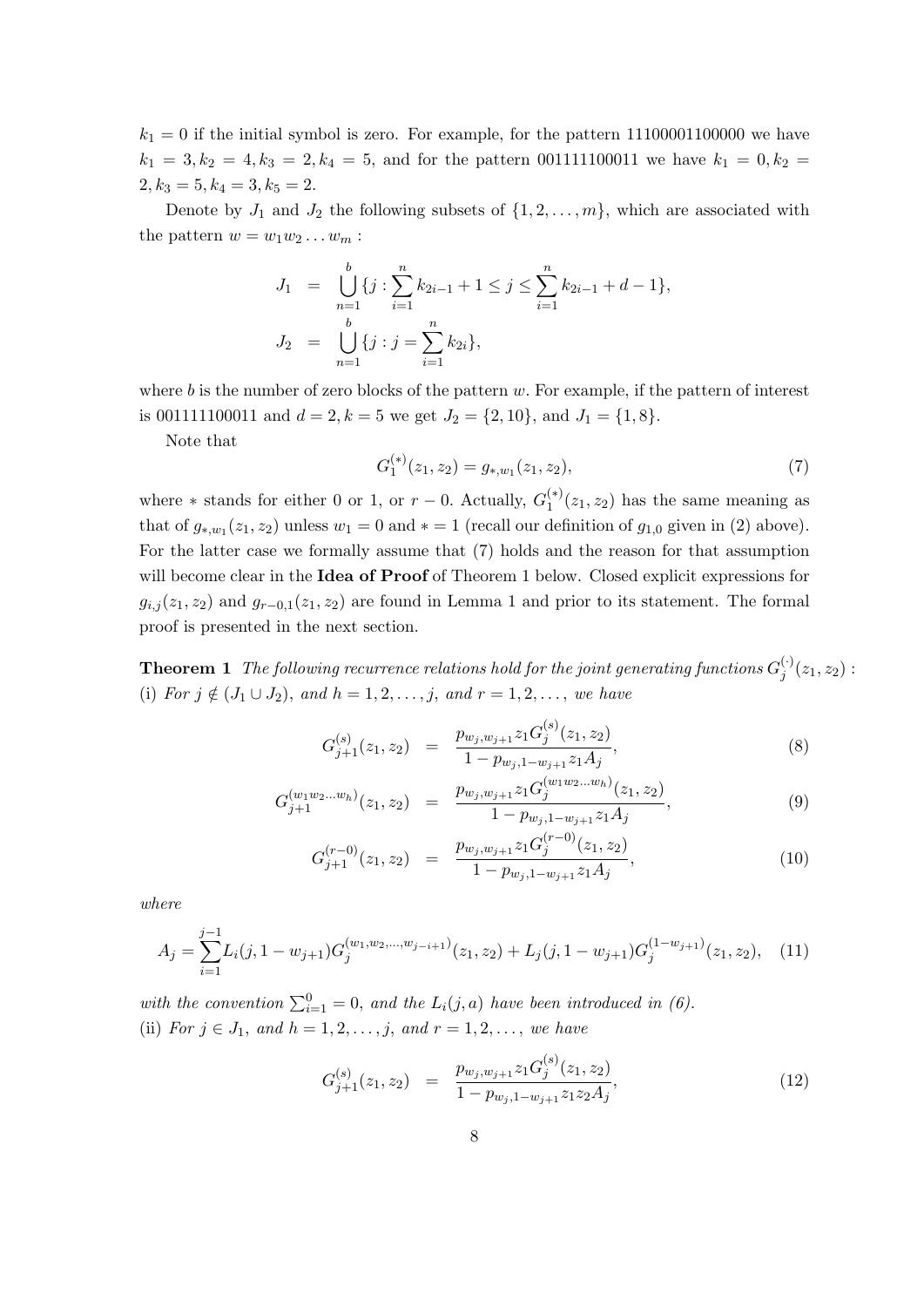$k_1 = 0$ if the initial symbol is zero. For example, for the pattern 11100001100000 we have $k_1 = 3, k_2 = 4, k_3 = 2, k_4 = 5$, and for the pattern 001111100011 we have $k_1 = 0, k_2 = 2, k_3 = 5, k_4 = 3, k_5 = 2$.

Denote by $J_1$ and $J_2$ the following subsets of $\{1, 2, \ldots, m\}$, which are associated with the pattern $w = w_1 w_2 \ldots w_m$ :

$$
\begin{aligned}
J_1 &= \bigcup_{n=1}^{b} \{j : \sum_{i=1}^{n} k_{2i-1} + 1 \leq j \leq \sum_{i=1}^{n} k_{2i-1} + d - 1\}, \\
J_2 &= \bigcup_{n=1}^{b} \{j : j = \sum_{i=1}^{n} k_{2i}\},
\end{aligned}
$$

where $b$ is the number of zero blocks of the pattern $w$. For example, if the pattern of interest is 001111100011 and $d = 2, k = 5$ we get $J_2 = \{2, 10\}$, and $J_1 = \{1, 8\}$.

Note that

$$
G_1^{(*)}(z_1, z_2) = g_{*,w_1}(z_1, z_2), \tag{7}
$$

where $*$ stands for either 0 or 1, or $r - 0$. Actually, $G_1^{(*)}(z_1, z_2)$ has the same meaning as that of $g_{*,w_1}(z_1, z_2)$ unless $w_1 = 0$ and $* = 1$ (recall our definition of $g_{1,0}$ given in (2) above). For the latter case we formally assume that (7) holds and the reason for that assumption will become clear in the **Idea of Proof** of Theorem 1 below. Closed explicit expressions for $g_{i,j}(z_1, z_2)$ and $g_{r-0,1}(z_1, z_2)$ are found in Lemma 1 and prior to its statement. The formal proof is presented in the next section.

**Theorem 1** *The following recurrence relations hold for the joint generating functions $G_j^{(\cdot)}(z_1, z_2)$ :*
(i) *For $j \notin (J_1 \cup J_2)$, and $h = 1, 2, \ldots, j$, and $r = 1, 2, \ldots$, we have*

$$
G_{j+1}^{(s)}(z_1, z_2) = \frac{p_{w_j, w_{j+1}} z_1 G_j^{(s)}(z_1, z_2)}{1 - p_{w_j, 1-w_{j+1}} z_1 A_j}, \tag{8}
$$

$$
G_{j+1}^{(w_1 w_2 \ldots w_h)}(z_1, z_2) = \frac{p_{w_j, w_{j+1}} z_1 G_j^{(w_1 w_2 \ldots w_h)}(z_1, z_2)}{1 - p_{w_j, 1-w_{j+1}} z_1 A_j}, \tag{9}
$$

$$
G_{j+1}^{(r-0)}(z_1, z_2) = \frac{p_{w_j, w_{j+1}} z_1 G_j^{(r-0)}(z_1, z_2)}{1 - p_{w_j, 1-w_{j+1}} z_1 A_j}, \tag{10}
$$

*where*

$$
A_j = \sum_{i=1}^{j-1} L_i(j, 1 - w_{j+1}) G_j^{(w_1, w_2, \ldots, w_{j-i+1})}(z_1, z_2) + L_j(j, 1 - w_{j+1}) G_j^{(1-w_{j+1})}(z_1, z_2), \tag{11}
$$

*with the convention $\sum_{i=1}^{0} = 0$, and the $L_i(j, a)$ have been introduced in (6).*
(ii) *For $j \in J_1$, and $h = 1, 2, \ldots, j$, and $r = 1, 2, \ldots$, we have*

$$
G_{j+1}^{(s)}(z_1, z_2) = \frac{p_{w_j, w_{j+1}} z_1 G_j^{(s)}(z_1, z_2)}{1 - p_{w_j, 1-w_{j+1}} z_1 z_2 A_j}, \tag{12}
$$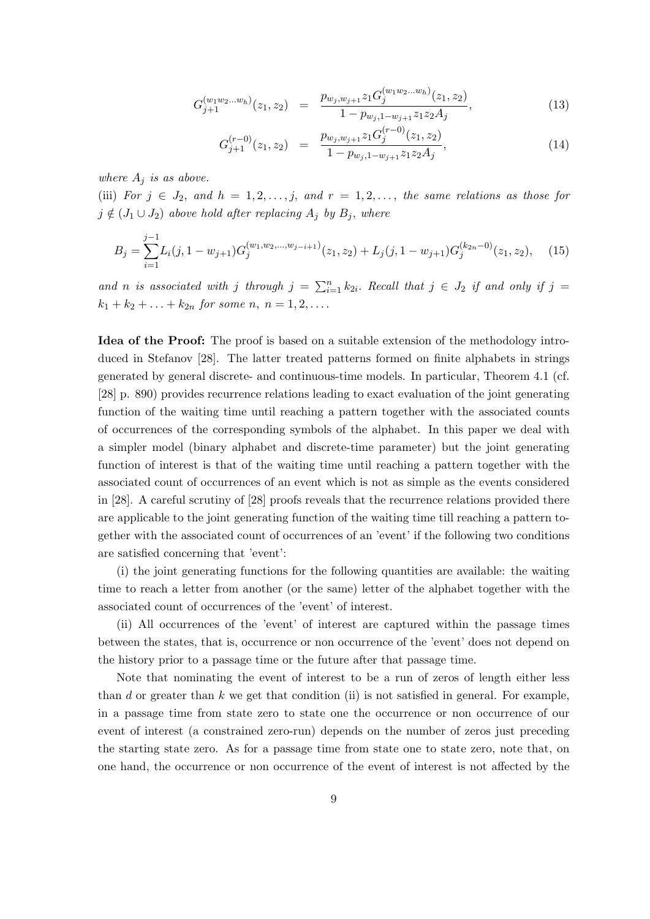$$G_{j+1}^{(w_1 w_2 \ldots w_h)}(z_1, z_2) = \frac{p_{w_j, w_{j+1}} z_1 G_j^{(w_1 w_2 \ldots w_h)}(z_1, z_2)}{1 - p_{w_j, 1-w_{j+1}} z_1 z_2 A_j}, \tag{13}$$

$$G_{j+1}^{(r-0)}(z_1, z_2) = \frac{p_{w_j, w_{j+1}} z_1 G_j^{(r-0)}(z_1, z_2)}{1 - p_{w_j, 1-w_{j+1}} z_1 z_2 A_j}, \tag{14}$$

*where $A_j$ is as above.*

(iii) *For $j \in J_2$, and $h = 1, 2, \ldots, j$, and $r = 1, 2, \ldots,$ the same relations as those for $j \notin (J_1 \cup J_2)$ above hold after replacing $A_j$ by $B_j$, where*

$$B_j = \sum_{i=1}^{j-1} L_i(j, 1 - w_{j+1}) G_j^{(w_1, w_2, \ldots, w_{j-i+1})}(z_1, z_2) + L_j(j, 1 - w_{j+1}) G_j^{(k_{2n}-0)}(z_1, z_2), \tag{15}$$

*and $n$ is associated with $j$ through $j = \sum_{i=1}^{n} k_{2i}$. Recall that $j \in J_2$ if and only if $j = k_1 + k_2 + \ldots + k_{2n}$ for some $n$, $n = 1, 2, \ldots$.*

**Idea of the Proof:** The proof is based on a suitable extension of the methodology introduced in Stefanov [28]. The latter treated patterns formed on finite alphabets in strings generated by general discrete- and continuous-time models. In particular, Theorem 4.1 (cf. [28] p. 890) provides recurrence relations leading to exact evaluation of the joint generating function of the waiting time until reaching a pattern together with the associated counts of occurrences of the corresponding symbols of the alphabet. In this paper we deal with a simpler model (binary alphabet and discrete-time parameter) but the joint generating function of interest is that of the waiting time until reaching a pattern together with the associated count of occurrences of an event which is not as simple as the events considered in [28]. A careful scrutiny of [28] proofs reveals that the recurrence relations provided there are applicable to the joint generating function of the waiting time till reaching a pattern together with the associated count of occurrences of an 'event' if the following two conditions are satisfied concerning that 'event':

(i) the joint generating functions for the following quantities are available: the waiting time to reach a letter from another (or the same) letter of the alphabet together with the associated count of occurrences of the 'event' of interest.

(ii) All occurrences of the 'event' of interest are captured within the passage times between the states, that is, occurrence or non occurrence of the 'event' does not depend on the history prior to a passage time or the future after that passage time.

Note that nominating the event of interest to be a run of zeros of length either less than $d$ or greater than $k$ we get that condition (ii) is not satisfied in general. For example, in a passage time from state zero to state one the occurrence or non occurrence of our event of interest (a constrained zero-run) depends on the number of zeros just preceding the starting state zero. As for a passage time from state one to state zero, note that, on one hand, the occurrence or non occurrence of the event of interest is not affected by the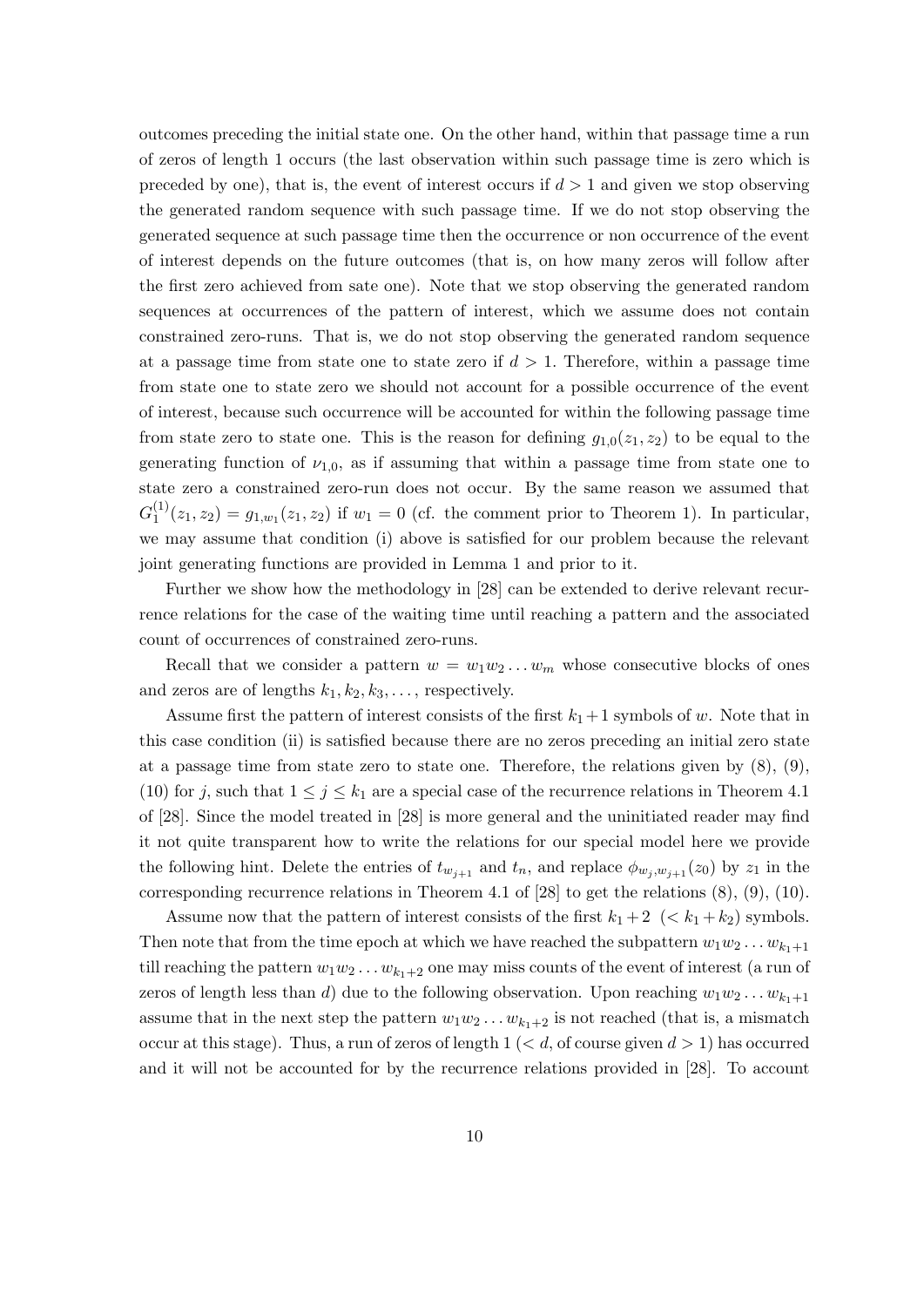outcomes preceding the initial state one. On the other hand, within that passage time a run of zeros of length 1 occurs (the last observation within such passage time is zero which is preceded by one), that is, the event of interest occurs if $d > 1$ and given we stop observing the generated random sequence with such passage time. If we do not stop observing the generated sequence at such passage time then the occurrence or non occurrence of the event of interest depends on the future outcomes (that is, on how many zeros will follow after the first zero achieved from sate one). Note that we stop observing the generated random sequences at occurrences of the pattern of interest, which we assume does not contain constrained zero-runs. That is, we do not stop observing the generated random sequence at a passage time from state one to state zero if $d > 1$. Therefore, within a passage time from state one to state zero we should not account for a possible occurrence of the event of interest, because such occurrence will be accounted for within the following passage time from state zero to state one. This is the reason for defining $g_{1,0}(z_1, z_2)$ to be equal to the generating function of $\nu_{1,0}$, as if assuming that within a passage time from state one to state zero a constrained zero-run does not occur. By the same reason we assumed that $G_1^{(1)}(z_1, z_2) = g_{1,w_1}(z_1, z_2)$ if $w_1 = 0$ (cf. the comment prior to Theorem 1). In particular, we may assume that condition (i) above is satisfied for our problem because the relevant joint generating functions are provided in Lemma 1 and prior to it.

Further we show how the methodology in [28] can be extended to derive relevant recurrence relations for the case of the waiting time until reaching a pattern and the associated count of occurrences of constrained zero-runs.

Recall that we consider a pattern $w = w_1 w_2 \ldots w_m$ whose consecutive blocks of ones and zeros are of lengths $k_1, k_2, k_3, \ldots$, respectively.

Assume first the pattern of interest consists of the first $k_1 + 1$ symbols of $w$. Note that in this case condition (ii) is satisfied because there are no zeros preceding an initial zero state at a passage time from state zero to state one. Therefore, the relations given by (8), (9), (10) for $j$, such that $1 \leq j \leq k_1$ are a special case of the recurrence relations in Theorem 4.1 of [28]. Since the model treated in [28] is more general and the uninitiated reader may find it not quite transparent how to write the relations for our special model here we provide the following hint. Delete the entries of $t_{w_{j+1}}$ and $t_n$, and replace $\phi_{w_j, w_{j+1}}(z_0)$ by $z_1$ in the corresponding recurrence relations in Theorem 4.1 of [28] to get the relations (8), (9), (10).

Assume now that the pattern of interest consists of the first $k_1 + 2$ $(< k_1 + k_2)$ symbols. Then note that from the time epoch at which we have reached the subpattern $w_1 w_2 \ldots w_{k_1+1}$ till reaching the pattern $w_1 w_2 \ldots w_{k_1+2}$ one may miss counts of the event of interest (a run of zeros of length less than $d$) due to the following observation. Upon reaching $w_1 w_2 \ldots w_{k_1+1}$ assume that in the next step the pattern $w_1 w_2 \ldots w_{k_1+2}$ is not reached (that is, a mismatch occur at this stage). Thus, a run of zeros of length 1 $(< d$, of course given $d > 1)$ has occurred and it will not be accounted for by the recurrence relations provided in [28]. To account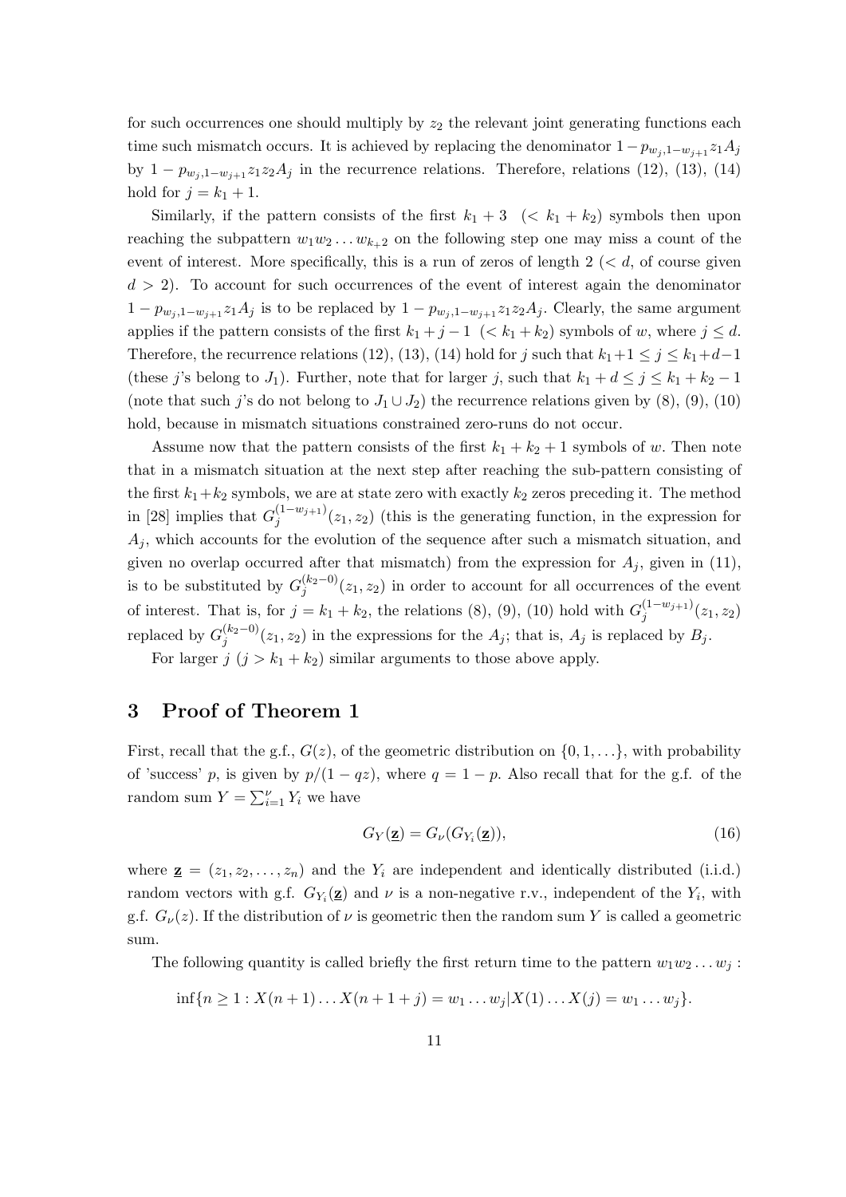for such occurrences one should multiply by $z_2$ the relevant joint generating functions each time such mismatch occurs. It is achieved by replacing the denominator $1-p_{w_j,1-w_{j+1}}z_1A_j$ by $1-p_{w_j,1-w_{j+1}}z_1z_2A_j$ in the recurrence relations. Therefore, relations (12), (13), (14) hold for $j=k_1+1$.

Similarly, if the pattern consists of the first $k_1+3$ $(< k_1+k_2)$ symbols then upon reaching the subpattern $w_1w_2\dots w_{k_+2}$ on the following step one may miss a count of the event of interest. More specifically, this is a run of zeros of length 2 ($< d$, of course given $d>2$). To account for such occurrences of the event of interest again the denominator $1-p_{w_j,1-w_{j+1}}z_1A_j$ is to be replaced by $1-p_{w_j,1-w_{j+1}}z_1z_2A_j$. Clearly, the same argument applies if the pattern consists of the first $k_1+j-1$ $(< k_1+k_2)$ symbols of $w$, where $j\le d$. Therefore, the recurrence relations (12), (13), (14) hold for $j$ such that $k_1+1\le j\le k_1+d-1$ (these $j$'s belong to $J_1$). Further, note that for larger $j$, such that $k_1+d\le j\le k_1+k_2-1$ (note that such $j$'s do not belong to $J_1\cup J_2$) the recurrence relations given by (8), (9), (10) hold, because in mismatch situations constrained zero-runs do not occur.

Assume now that the pattern consists of the first $k_1+k_2+1$ symbols of $w$. Then note that in a mismatch situation at the next step after reaching the sub-pattern consisting of the first $k_1+k_2$ symbols, we are at state zero with exactly $k_2$ zeros preceding it. The method in [28] implies that $G_j^{(1-w_{j+1})}(z_1,z_2)$ (this is the generating function, in the expression for $A_j$, which accounts for the evolution of the sequence after such a mismatch situation, and given no overlap occurred after that mismatch) from the expression for $A_j$, given in (11), is to be substituted by $G_j^{(k_2-0)}(z_1,z_2)$ in order to account for all occurrences of the event of interest. That is, for $j=k_1+k_2$, the relations (8), (9), (10) hold with $G_j^{(1-w_{j+1})}(z_1,z_2)$ replaced by $G_j^{(k_2-0)}(z_1,z_2)$ in the expressions for the $A_j$; that is, $A_j$ is replaced by $B_j$.

For larger $j$ $(j>k_1+k_2)$ similar arguments to those above apply.

## 3 Proof of Theorem 1

First, recall that the g.f., $G(z)$, of the geometric distribution on $\{0,1,\dots\}$, with probability of 'success' $p$, is given by $p/(1-qz)$, where $q=1-p$. Also recall that for the g.f. of the random sum $Y=\sum_{i=1}^{\nu}Y_i$ we have

$$G_Y(\underline{\mathbf{z}})=G_\nu(G_{Y_i}(\underline{\mathbf{z}})), \tag{16}$$

where $\underline{\mathbf{z}}=(z_1,z_2,\dots,z_n)$ and the $Y_i$ are independent and identically distributed (i.i.d.) random vectors with g.f. $G_{Y_i}(\underline{\mathbf{z}})$ and $\nu$ is a non-negative r.v., independent of the $Y_i$, with g.f. $G_\nu(z)$. If the distribution of $\nu$ is geometric then the random sum $Y$ is called a geometric sum.

The following quantity is called briefly the first return time to the pattern $w_1w_2\dots w_j$ :

$$\inf\{n\ge 1: X(n+1)\dots X(n+1+j)=w_1\dots w_j|X(1)\dots X(j)=w_1\dots w_j\}.$$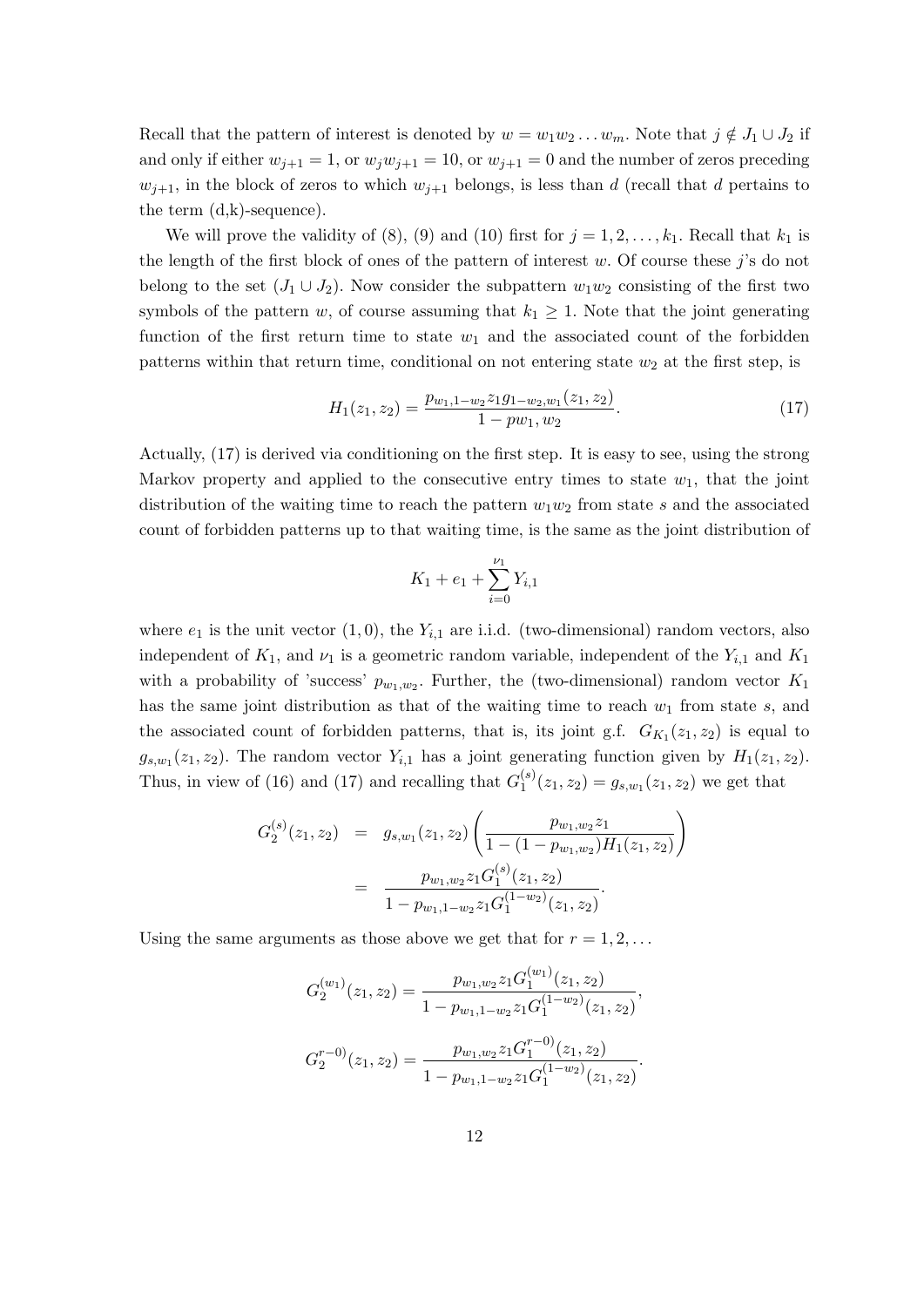Recall that the pattern of interest is denoted by $w = w_1 w_2 \dots w_m$. Note that $j \notin J_1 \cup J_2$ if and only if either $w_{j+1} = 1$, or $w_j w_{j+1} = 10$, or $w_{j+1} = 0$ and the number of zeros preceding $w_{j+1}$, in the block of zeros to which $w_{j+1}$ belongs, is less than $d$ (recall that $d$ pertains to the term (d,k)-sequence).

We will prove the validity of (8), (9) and (10) first for $j = 1, 2, \dots, k_1$. Recall that $k_1$ is the length of the first block of ones of the pattern of interest $w$. Of course these $j$'s do not belong to the set $(J_1 \cup J_2)$. Now consider the subpattern $w_1 w_2$ consisting of the first two symbols of the pattern $w$, of course assuming that $k_1 \geq 1$. Note that the joint generating function of the first return time to state $w_1$ and the associated count of the forbidden patterns within that return time, conditional on not entering state $w_2$ at the first step, is

$$H_1(z_1, z_2) = \frac{p_{w_1, 1-w_2} z_1 g_{1-w_2, w_1}(z_1, z_2)}{1 - pw_1, w_2}. \tag{17}$$

Actually, (17) is derived via conditioning on the first step. It is easy to see, using the strong Markov property and applied to the consecutive entry times to state $w_1$, that the joint distribution of the waiting time to reach the pattern $w_1 w_2$ from state $s$ and the associated count of forbidden patterns up to that waiting time, is the same as the joint distribution of

$$K_1 + e_1 + \sum_{i=0}^{\nu_1} Y_{i,1}$$

where $e_1$ is the unit vector $(1, 0)$, the $Y_{i,1}$ are i.i.d. (two-dimensional) random vectors, also independent of $K_1$, and $\nu_1$ is a geometric random variable, independent of the $Y_{i,1}$ and $K_1$ with a probability of 'success' $p_{w_1, w_2}$. Further, the (two-dimensional) random vector $K_1$ has the same joint distribution as that of the waiting time to reach $w_1$ from state $s$, and the associated count of forbidden patterns, that is, its joint g.f. $G_{K_1}(z_1, z_2)$ is equal to $g_{s, w_1}(z_1, z_2)$. The random vector $Y_{i,1}$ has a joint generating function given by $H_1(z_1, z_2)$. Thus, in view of (16) and (17) and recalling that $G_1^{(s)}(z_1, z_2) = g_{s, w_1}(z_1, z_2)$ we get that

$$\begin{aligned}
G_2^{(s)}(z_1, z_2) &= g_{s, w_1}(z_1, z_2) \left( \frac{p_{w_1, w_2} z_1}{1 - (1 - p_{w_1, w_2}) H_1(z_1, z_2)} \right) \\
&= \frac{p_{w_1, w_2} z_1 G_1^{(s)}(z_1, z_2)}{1 - p_{w_1, 1-w_2} z_1 G_1^{(1-w_2)}(z_1, z_2)}.
\end{aligned}$$

Using the same arguments as those above we get that for $r = 1, 2, \dots$

$$G_2^{(w_1)}(z_1, z_2) = \frac{p_{w_1, w_2} z_1 G_1^{(w_1)}(z_1, z_2)}{1 - p_{w_1, 1-w_2} z_1 G_1^{(1-w_2)}(z_1, z_2)},$$

$$G_2^{r-0)}(z_1, z_2) = \frac{p_{w_1, w_2} z_1 G_1^{r-0)}(z_1, z_2)}{1 - p_{w_1, 1-w_2} z_1 G_1^{(1-w_2)}(z_1, z_2)}.$$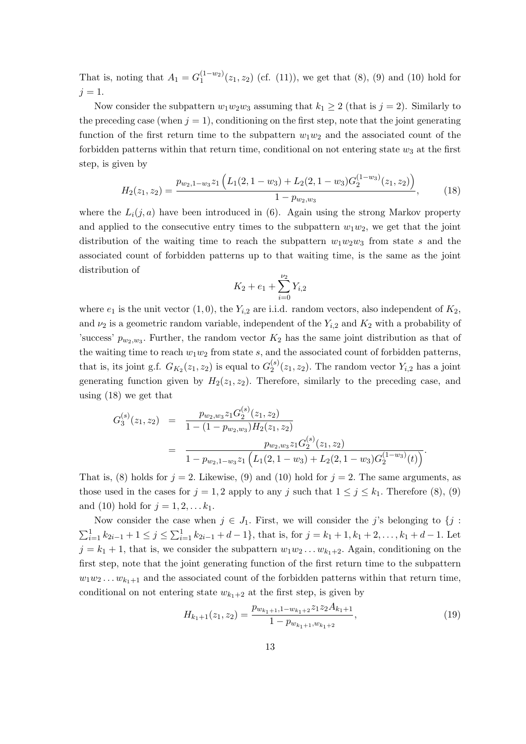That is, noting that $A_1 = G_1^{(1-w_2)}(z_1, z_2)$ (cf. (11)), we get that (8), (9) and (10) hold for $j = 1$.

Now consider the subpattern $w_1w_2w_3$ assuming that $k_1 \geq 2$ (that is $j = 2$). Similarly to the preceding case (when $j = 1$), conditioning on the first step, note that the joint generating function of the first return time to the subpattern $w_1w_2$ and the associated count of the forbidden patterns within that return time, conditional on not entering state $w_3$ at the first step, is given by

$$H_2(z_1, z_2) = \frac{p_{w_2,1-w_3} z_1 \left( L_1(2, 1 - w_3) + L_2(2, 1 - w_3) G_2^{(1-w_3)}(z_1, z_2) \right)}{1 - p_{w_2,w_3}}, \tag{18}$$

where the $L_i(j, a)$ have been introduced in (6). Again using the strong Markov property and applied to the consecutive entry times to the subpattern $w_1w_2$, we get that the joint distribution of the waiting time to reach the subpattern $w_1w_2w_3$ from state $s$ and the associated count of forbidden patterns up to that waiting time, is the same as the joint distribution of

$$K_2 + e_1 + \sum_{i=0}^{\nu_2} Y_{i,2}$$

where $e_1$ is the unit vector $(1, 0)$, the $Y_{i,2}$ are i.i.d. random vectors, also independent of $K_2$, and $\nu_2$ is a geometric random variable, independent of the $Y_{i,2}$ and $K_2$ with a probability of 'success' $p_{w_2,w_3}$. Further, the random vector $K_2$ has the same joint distribution as that of the waiting time to reach $w_1w_2$ from state $s$, and the associated count of forbidden patterns, that is, its joint g.f. $G_{K_2}(z_1, z_2)$ is equal to $G_2^{(s)}(z_1, z_2)$. The random vector $Y_{i,2}$ has a joint generating function given by $H_2(z_1, z_2)$. Therefore, similarly to the preceding case, and using (18) we get that

$$\begin{aligned}
G_3^{(s)}(z_1, z_2) &= \frac{p_{w_2,w_3} z_1 G_2^{(s)}(z_1, z_2)}{1 - (1 - p_{w_2,w_3}) H_2(z_1, z_2)} \\
&= \frac{p_{w_2,w_3} z_1 G_2^{(s)}(z_1, z_2)}{1 - p_{w_2,1-w_3} z_1 \left( L_1(2, 1 - w_3) + L_2(2, 1 - w_3) G_2^{(1-w_3)}(t) \right)}.
\end{aligned}$$

That is, (8) holds for $j = 2$. Likewise, (9) and (10) hold for $j = 2$. The same arguments, as those used in the cases for $j = 1, 2$ apply to any $j$ such that $1 \leq j \leq k_1$. Therefore (8), (9) and (10) hold for $j = 1, 2, \ldots k_1$.

Now consider the case when $j \in J_1$. First, we will consider the $j$'s belonging to $\{j : \sum_{i=1}^{1} k_{2i-1} + 1 \leq j \leq \sum_{i=1}^{1} k_{2i-1} + d - 1\}$, that is, for $j = k_1 + 1, k_1 + 2, \ldots, k_1 + d - 1$. Let $j = k_1 + 1$, that is, we consider the subpattern $w_1w_2 \ldots w_{k_1+2}$. Again, conditioning on the first step, note that the joint generating function of the first return time to the subpattern $w_1w_2 \ldots w_{k_1+1}$ and the associated count of the forbidden patterns within that return time, conditional on not entering state $w_{k_1+2}$ at the first step, is given by

$$H_{k_1+1}(z_1, z_2) = \frac{p_{w_{k_1+1},1-w_{k_1+2}} z_1 z_2 A_{k_1+1}}{1 - p_{w_{k_1+1},w_{k_1+2}}}, \tag{19}$$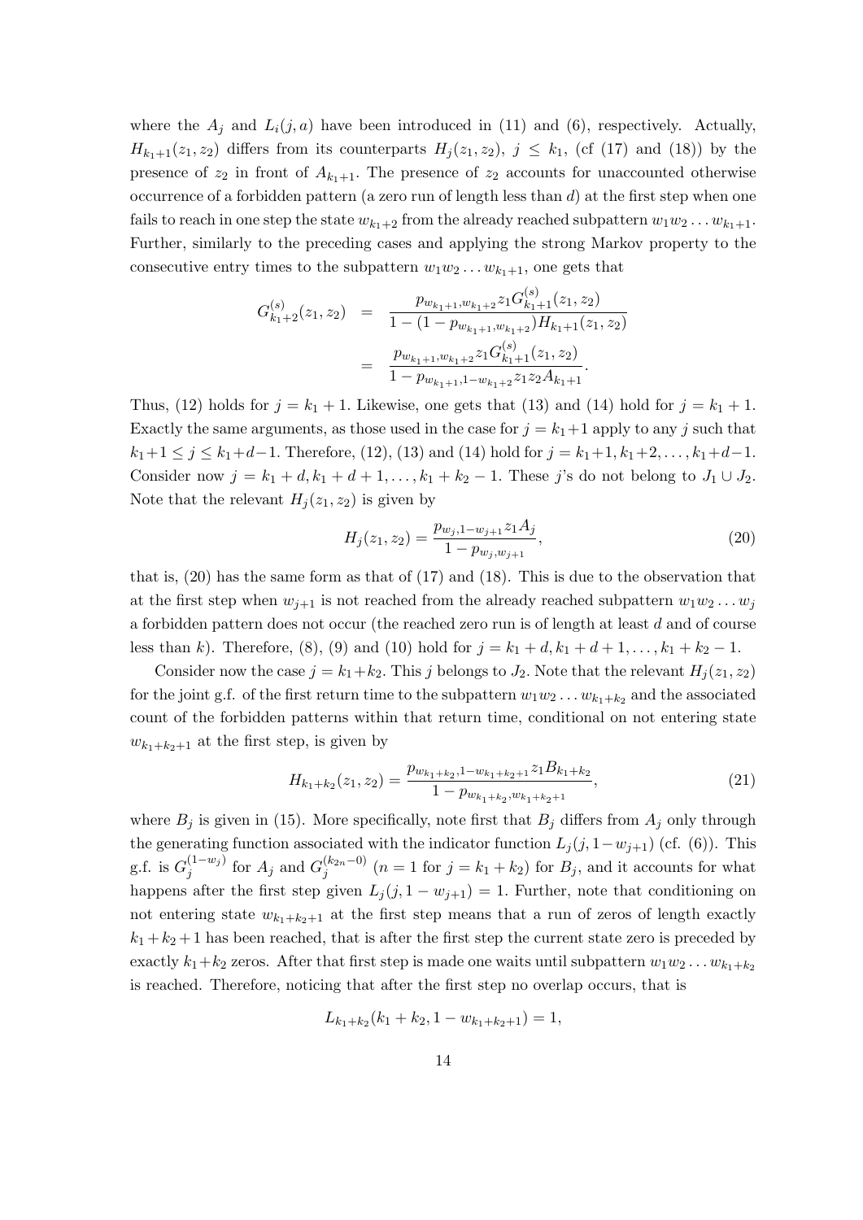where the $A_j$ and $L_i(j,a)$ have been introduced in (11) and (6), respectively. Actually, $H_{k_1+1}(z_1,z_2)$ differs from its counterparts $H_j(z_1,z_2)$, $j \le k_1$, (cf (17) and (18)) by the presence of $z_2$ in front of $A_{k_1+1}$. The presence of $z_2$ accounts for unaccounted otherwise occurrence of a forbidden pattern (a zero run of length less than $d$) at the first step when one fails to reach in one step the state $w_{k_1+2}$ from the already reached subpattern $w_1w_2\dots w_{k_1+1}$. Further, similarly to the preceding cases and applying the strong Markov property to the consecutive entry times to the subpattern $w_1w_2\dots w_{k_1+1}$, one gets that

$$
\begin{aligned}
G^{(s)}_{k_1+2}(z_1,z_2) &= \frac{p_{w_{k_1+1},w_{k_1+2}} z_1 G^{(s)}_{k_1+1}(z_1,z_2)}{1-(1-p_{w_{k_1+1},w_{k_1+2}})H_{k_1+1}(z_1,z_2)} \\
&= \frac{p_{w_{k_1+1},w_{k_1+2}} z_1 G^{(s)}_{k_1+1}(z_1,z_2)}{1-p_{w_{k_1+1},1-w_{k_1+2}} z_1 z_2 A_{k_1+1}}.
\end{aligned}
$$

Thus, (12) holds for $j = k_1+1$. Likewise, one gets that (13) and (14) hold for $j = k_1+1$. Exactly the same arguments, as those used in the case for $j = k_1+1$ apply to any $j$ such that $k_1+1 \le j \le k_1+d-1$. Therefore, (12), (13) and (14) hold for $j = k_1+1, k_1+2, \dots, k_1+d-1$. Consider now $j = k_1+d, k_1+d+1, \dots, k_1+k_2-1$. These $j$'s do not belong to $J_1 \cup J_2$. Note that the relevant $H_j(z_1,z_2)$ is given by

$$
H_j(z_1,z_2) = \frac{p_{w_j,1-w_{j+1}} z_1 A_j}{1-p_{w_j,w_{j+1}}}, \tag{20}
$$

that is, (20) has the same form as that of (17) and (18). This is due to the observation that at the first step when $w_{j+1}$ is not reached from the already reached subpattern $w_1w_2\dots w_j$ a forbidden pattern does not occur (the reached zero run is of length at least $d$ and of course less than $k$). Therefore, (8), (9) and (10) hold for $j = k_1+d, k_1+d+1, \dots, k_1+k_2-1$.

Consider now the case $j = k_1+k_2$. This $j$ belongs to $J_2$. Note that the relevant $H_j(z_1,z_2)$ for the joint g.f. of the first return time to the subpattern $w_1w_2\dots w_{k_1+k_2}$ and the associated count of the forbidden patterns within that return time, conditional on not entering state $w_{k_1+k_2+1}$ at the first step, is given by

$$
H_{k_1+k_2}(z_1,z_2) = \frac{p_{w_{k_1+k_2},1-w_{k_1+k_2+1}} z_1 B_{k_1+k_2}}{1-p_{w_{k_1+k_2},w_{k_1+k_2+1}}}, \tag{21}
$$

where $B_j$ is given in (15). More specifically, note first that $B_j$ differs from $A_j$ only through the generating function associated with the indicator function $L_j(j,1-w_{j+1})$ (cf. (6)). This g.f. is $G_j^{(1-w_j)}$ for $A_j$ and $G_j^{(k_{2n}-0)}$ ($n = 1$ for $j = k_1+k_2$) for $B_j$, and it accounts for what happens after the first step given $L_j(j,1-w_{j+1}) = 1$. Further, note that conditioning on not entering state $w_{k_1+k_2+1}$ at the first step means that a run of zeros of length exactly $k_1+k_2+1$ has been reached, that is after the first step the current state zero is preceded by exactly $k_1+k_2$ zeros. After that first step is made one waits until subpattern $w_1w_2\dots w_{k_1+k_2}$ is reached. Therefore, noticing that after the first step no overlap occurs, that is

$$
L_{k_1+k_2}(k_1+k_2, 1-w_{k_1+k_2+1}) = 1,
$$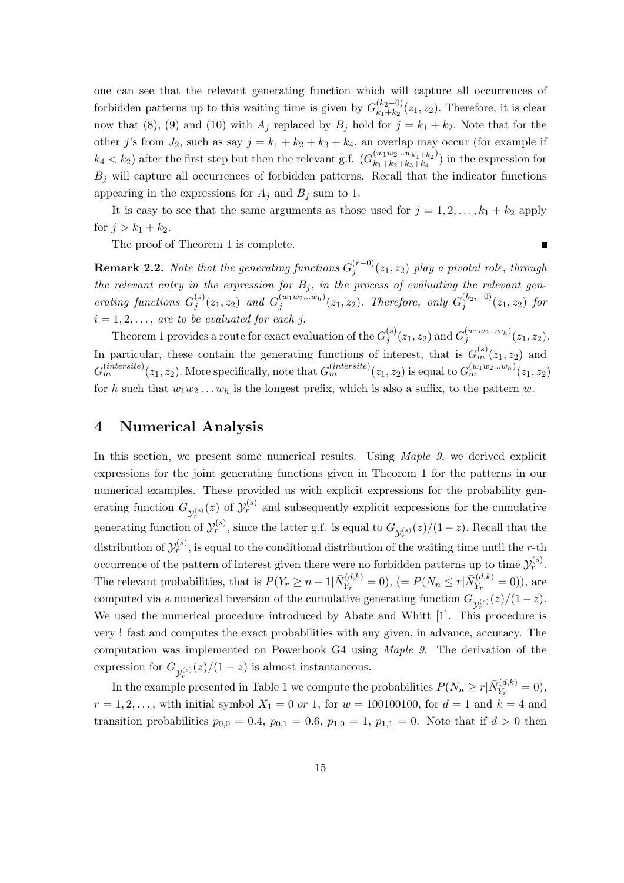one can see that the relevant generating function which will capture all occurrences of forbidden patterns up to this waiting time is given by $G^{(k_2-0)}_{k_1+k_2}(z_1, z_2)$. Therefore, it is clear now that (8), (9) and (10) with $A_j$ replaced by $B_j$ hold for $j = k_1 + k_2$. Note that for the other $j$'s from $J_2$, such as say $j = k_1 + k_2 + k_3 + k_4$, an overlap may occur (for example if $k_4 < k_2$) after the first step but then the relevant g.f. ($G^{(w_1w_2\ldots w_{k_1+k_2})}_{k_1+k_2+k_3+k_4}$) in the expression for $B_j$ will capture all occurrences of forbidden patterns. Recall that the indicator functions appearing in the expressions for $A_j$ and $B_j$ sum to 1.

It is easy to see that the same arguments as those used for $j = 1, 2, \ldots, k_1 + k_2$ apply for $j > k_1 + k_2$.

The proof of Theorem 1 is complete. ∎

**Remark 2.2.** *Note that the generating functions $G^{(r-0)}_j(z_1, z_2)$ play a pivotal role, through the relevant entry in the expression for $B_j$, in the process of evaluating the relevant generating functions $G^{(s)}_j(z_1, z_2)$ and $G^{(w_1w_2\ldots w_h)}_j(z_1, z_2)$. Therefore, only $G^{(k_{2i}-0)}_j(z_1, z_2)$ for $i = 1, 2, \ldots,$ are to be evaluated for each $j$.*

Theorem 1 provides a route for exact evaluation of the $G^{(s)}_j(z_1, z_2)$ and $G^{(w_1w_2\ldots w_h)}_j(z_1, z_2)$. In particular, these contain the generating functions of interest, that is $G^{(s)}_m(z_1, z_2)$ and $G^{(intersite)}_m(z_1, z_2)$. More specifically, note that $G^{(intersite)}_m(z_1, z_2)$ is equal to $G^{(w_1w_2\ldots w_h)}_m(z_1, z_2)$ for $h$ such that $w_1w_2\ldots w_h$ is the longest prefix, which is also a suffix, to the pattern $w$.

# 4 Numerical Analysis

In this section, we present some numerical results. Using *Maple 9*, we derived explicit expressions for the joint generating functions given in Theorem 1 for the patterns in our numerical examples. These provided us with explicit expressions for the probability generating function $G_{\mathcal{Y}^{(s)}_r}(z)$ of $\mathcal{Y}^{(s)}_r$ and subsequently explicit expressions for the cumulative generating function of $\mathcal{Y}^{(s)}_r$, since the latter g.f. is equal to $G_{\mathcal{Y}^{(s)}_r}(z)/(1-z)$. Recall that the distribution of $\mathcal{Y}^{(s)}_r$, is equal to the conditional distribution of the waiting time until the $r$-th occurrence of the pattern of interest given there were no forbidden patterns up to time $\mathcal{Y}^{(s)}_r$. The relevant probabilities, that is $P(Y_r \geq n-1|\bar{N}^{(d,k)}_{Y_r} = 0)$, $(= P(N_n \leq r|\bar{N}^{(d,k)}_{Y_r} = 0))$, are computed via a numerical inversion of the cumulative generating function $G_{\mathcal{Y}^{(s)}_r}(z)/(1-z)$. We used the numerical procedure introduced by Abate and Whitt [1]. This procedure is very ! fast and computes the exact probabilities with any given, in advance, accuracy. The computation was implemented on Powerbook G4 using *Maple 9*. The derivation of the expression for $G_{\mathcal{Y}^{(s)}_r}(z)/(1-z)$ is almost instantaneous.

In the example presented in Table 1 we compute the probabilities $P(N_n \geq r|\bar{N}^{(d,k)}_{Y_r} = 0)$, $r = 1, 2, \ldots,$ with initial symbol $X_1 = 0$ *or* 1, for $w = 100100100$, for $d = 1$ and $k = 4$ and transition probabilities $p_{0,0} = 0.4$, $p_{0,1} = 0.6$, $p_{1,0} = 1$, $p_{1,1} = 0$. Note that if $d > 0$ then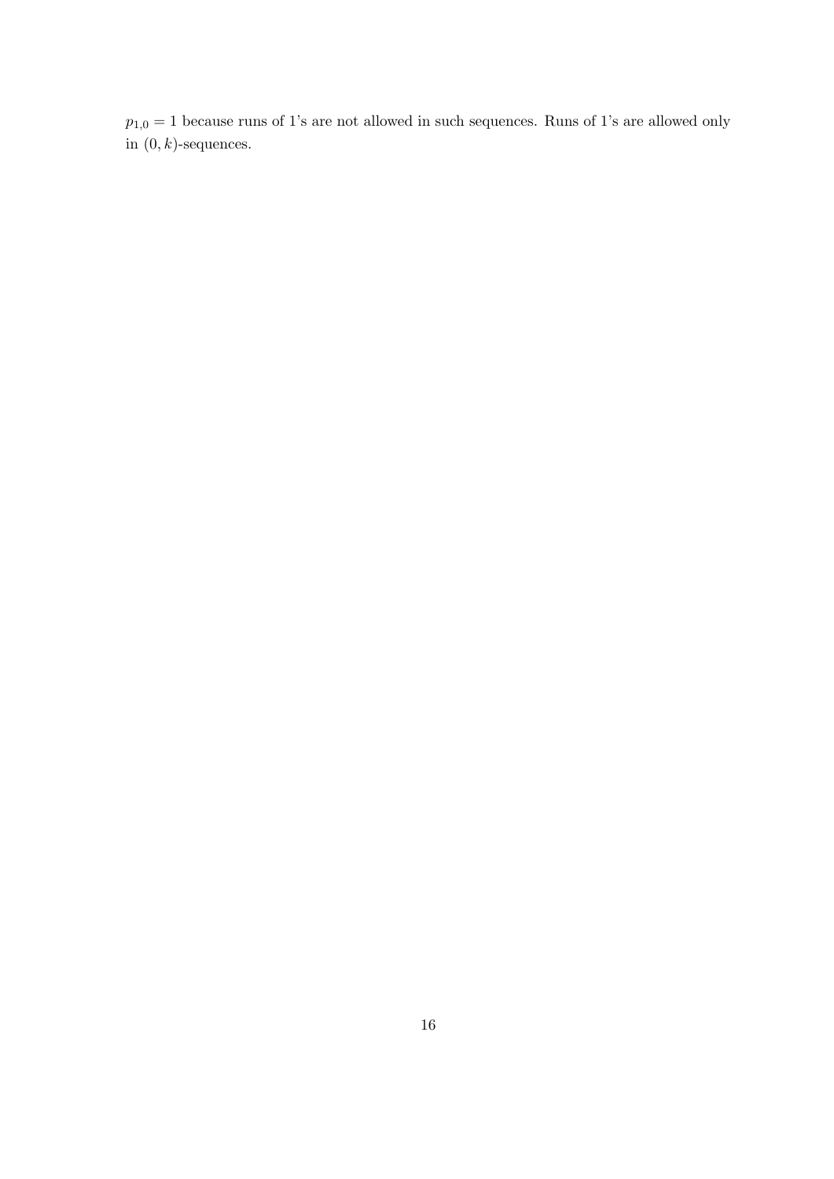$p_{1,0} = 1$ because runs of 1's are not allowed in such sequences. Runs of 1's are allowed only in $(0, k)$-sequences.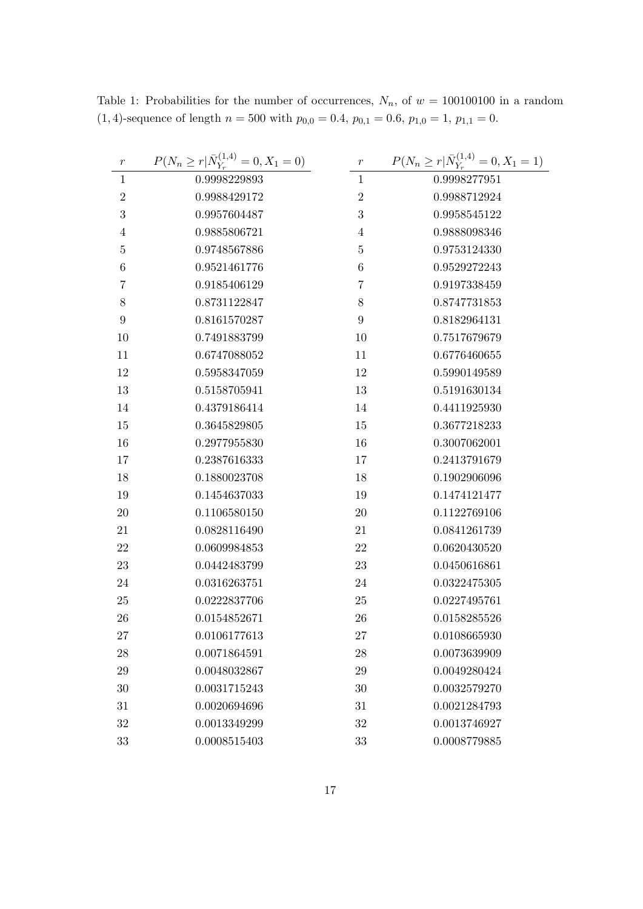Table 1: Probabilities for the number of occurrences, $N_n$, of $w = 100100100$ in a random $(1,4)$-sequence of length $n = 500$ with $p_{0,0} = 0.4$, $p_{0,1} = 0.6$, $p_{1,0} = 1$, $p_{1,1} = 0$.

| $r$ | $P(N_n \geq r \mid \bar{N}_{Y_r}^{(1,4)} = 0, X_1 = 0)$ | $r$ | $P(N_n \geq r \mid \bar{N}_{Y_r}^{(1,4)} = 0, X_1 = 1)$ |
|---|---|---|---|
| 1 | 0.9998229893 | 1 | 0.9998277951 |
| 2 | 0.9988429172 | 2 | 0.9988712924 |
| 3 | 0.9957604487 | 3 | 0.9958545122 |
| 4 | 0.9885806721 | 4 | 0.9888098346 |
| 5 | 0.9748567886 | 5 | 0.9753124330 |
| 6 | 0.9521461776 | 6 | 0.9529272243 |
| 7 | 0.9185406129 | 7 | 0.9197338459 |
| 8 | 0.8731122847 | 8 | 0.8747731853 |
| 9 | 0.8161570287 | 9 | 0.8182964131 |
| 10 | 0.7491883799 | 10 | 0.7517679679 |
| 11 | 0.6747088052 | 11 | 0.6776460655 |
| 12 | 0.5958347059 | 12 | 0.5990149589 |
| 13 | 0.5158705941 | 13 | 0.5191630134 |
| 14 | 0.4379186414 | 14 | 0.4411925930 |
| 15 | 0.3645829805 | 15 | 0.3677218233 |
| 16 | 0.2977955830 | 16 | 0.3007062001 |
| 17 | 0.2387616333 | 17 | 0.2413791679 |
| 18 | 0.1880023708 | 18 | 0.1902906096 |
| 19 | 0.1454637033 | 19 | 0.1474121477 |
| 20 | 0.1106580150 | 20 | 0.1122769106 |
| 21 | 0.0828116490 | 21 | 0.0841261739 |
| 22 | 0.0609984853 | 22 | 0.0620430520 |
| 23 | 0.0442483799 | 23 | 0.0450616861 |
| 24 | 0.0316263751 | 24 | 0.0322475305 |
| 25 | 0.0222837706 | 25 | 0.0227495761 |
| 26 | 0.0154852671 | 26 | 0.0158285526 |
| 27 | 0.0106177613 | 27 | 0.0108665930 |
| 28 | 0.0071864591 | 28 | 0.0073639909 |
| 29 | 0.0048032867 | 29 | 0.0049280424 |
| 30 | 0.0031715243 | 30 | 0.0032579270 |
| 31 | 0.0020694696 | 31 | 0.0021284793 |
| 32 | 0.0013349299 | 32 | 0.0013746927 |
| 33 | 0.0008515403 | 33 | 0.0008779885 |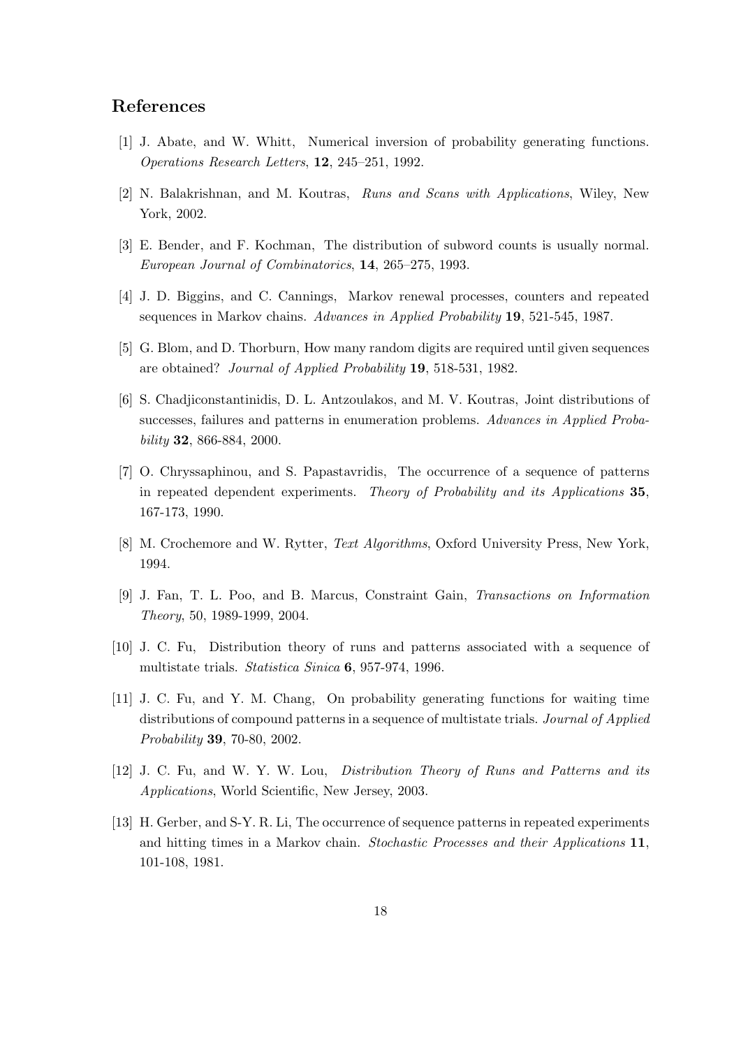## References

[1] J. Abate, and W. Whitt, Numerical inversion of probability generating functions. *Operations Research Letters*, **12**, 245–251, 1992.

[2] N. Balakrishnan, and M. Koutras, *Runs and Scans with Applications*, Wiley, New York, 2002.

[3] E. Bender, and F. Kochman, The distribution of subword counts is usually normal. *European Journal of Combinatorics*, **14**, 265–275, 1993.

[4] J. D. Biggins, and C. Cannings, Markov renewal processes, counters and repeated sequences in Markov chains. *Advances in Applied Probability* **19**, 521-545, 1987.

[5] G. Blom, and D. Thorburn, How many random digits are required until given sequences are obtained? *Journal of Applied Probability* **19**, 518-531, 1982.

[6] S. Chadjiconstantinidis, D. L. Antzoulakos, and M. V. Koutras, Joint distributions of successes, failures and patterns in enumeration problems. *Advances in Applied Probability* **32**, 866-884, 2000.

[7] O. Chryssaphinou, and S. Papastavridis, The occurrence of a sequence of patterns in repeated dependent experiments. *Theory of Probability and its Applications* **35**, 167-173, 1990.

[8] M. Crochemore and W. Rytter, *Text Algorithms*, Oxford University Press, New York, 1994.

[9] J. Fan, T. L. Poo, and B. Marcus, Constraint Gain, *Transactions on Information Theory*, 50, 1989-1999, 2004.

[10] J. C. Fu, Distribution theory of runs and patterns associated with a sequence of multistate trials. *Statistica Sinica* **6**, 957-974, 1996.

[11] J. C. Fu, and Y. M. Chang, On probability generating functions for waiting time distributions of compound patterns in a sequence of multistate trials. *Journal of Applied Probability* **39**, 70-80, 2002.

[12] J. C. Fu, and W. Y. W. Lou, *Distribution Theory of Runs and Patterns and its Applications*, World Scientific, New Jersey, 2003.

[13] H. Gerber, and S-Y. R. Li, The occurrence of sequence patterns in repeated experiments and hitting times in a Markov chain. *Stochastic Processes and their Applications* **11**, 101-108, 1981.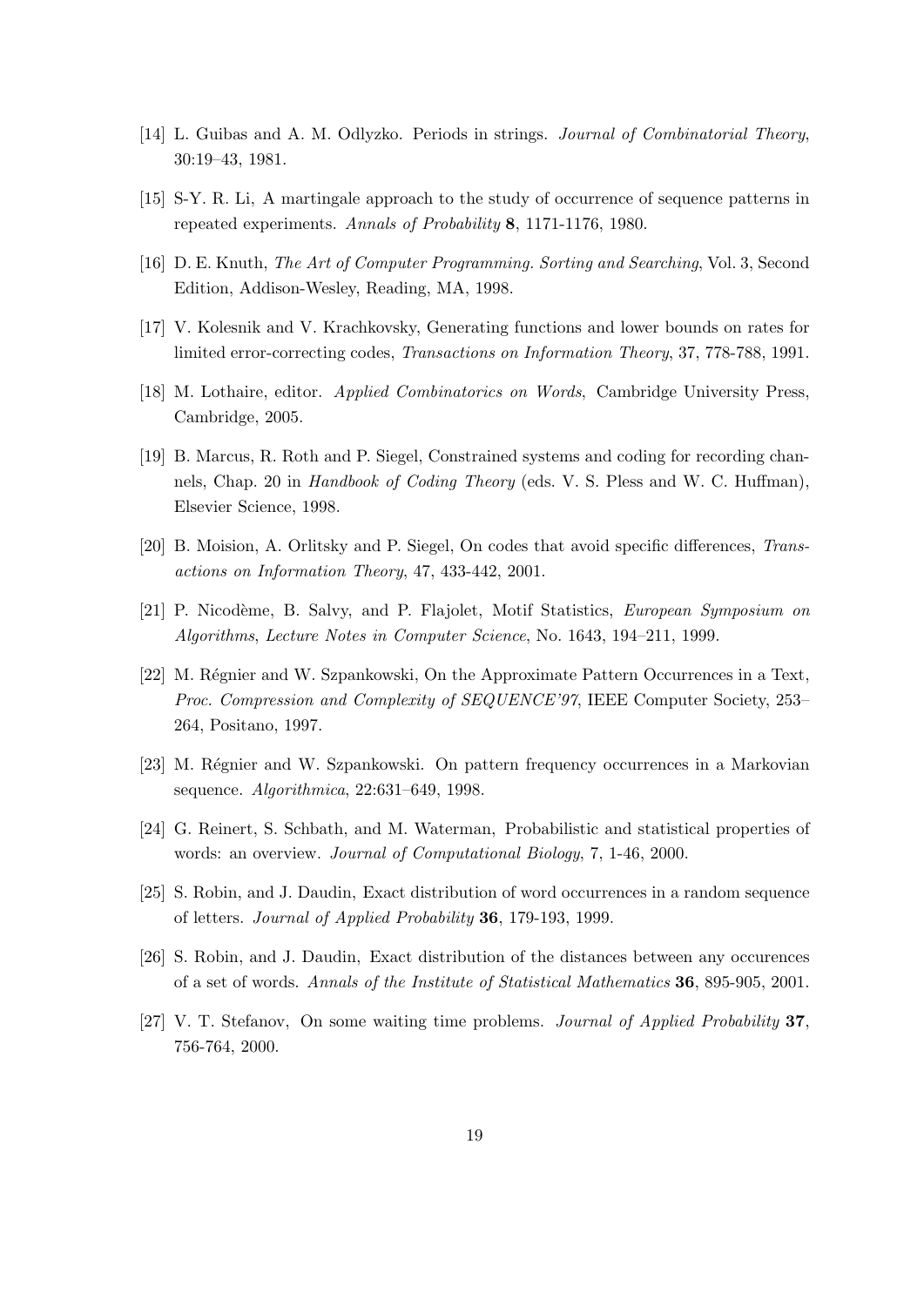[14] L. Guibas and A. M. Odlyzko. Periods in strings. *Journal of Combinatorial Theory*, 30:19–43, 1981.

[15] S-Y. R. Li, A martingale approach to the study of occurrence of sequence patterns in repeated experiments. *Annals of Probability* **8**, 1171-1176, 1980.

[16] D. E. Knuth, *The Art of Computer Programming. Sorting and Searching*, Vol. 3, Second Edition, Addison-Wesley, Reading, MA, 1998.

[17] V. Kolesnik and V. Krachkovsky, Generating functions and lower bounds on rates for limited error-correcting codes, *Transactions on Information Theory*, 37, 778-788, 1991.

[18] M. Lothaire, editor. *Applied Combinatorics on Words*, Cambridge University Press, Cambridge, 2005.

[19] B. Marcus, R. Roth and P. Siegel, Constrained systems and coding for recording channels, Chap. 20 in *Handbook of Coding Theory* (eds. V. S. Pless and W. C. Huffman), Elsevier Science, 1998.

[20] B. Moision, A. Orlitsky and P. Siegel, On codes that avoid specific differences, *Transactions on Information Theory*, 47, 433-442, 2001.

[21] P. Nicodème, B. Salvy, and P. Flajolet, Motif Statistics, *European Symposium on Algorithms*, *Lecture Notes in Computer Science*, No. 1643, 194–211, 1999.

[22] M. Régnier and W. Szpankowski, On the Approximate Pattern Occurrences in a Text, *Proc. Compression and Complexity of SEQUENCE'97*, IEEE Computer Society, 253–264, Positano, 1997.

[23] M. Régnier and W. Szpankowski. On pattern frequency occurrences in a Markovian sequence. *Algorithmica*, 22:631–649, 1998.

[24] G. Reinert, S. Schbath, and M. Waterman, Probabilistic and statistical properties of words: an overview. *Journal of Computational Biology*, 7, 1-46, 2000.

[25] S. Robin, and J. Daudin, Exact distribution of word occurrences in a random sequence of letters. *Journal of Applied Probability* **36**, 179-193, 1999.

[26] S. Robin, and J. Daudin, Exact distribution of the distances between any occurences of a set of words. *Annals of the Institute of Statistical Mathematics* **36**, 895-905, 2001.

[27] V. T. Stefanov, On some waiting time problems. *Journal of Applied Probability* **37**, 756-764, 2000.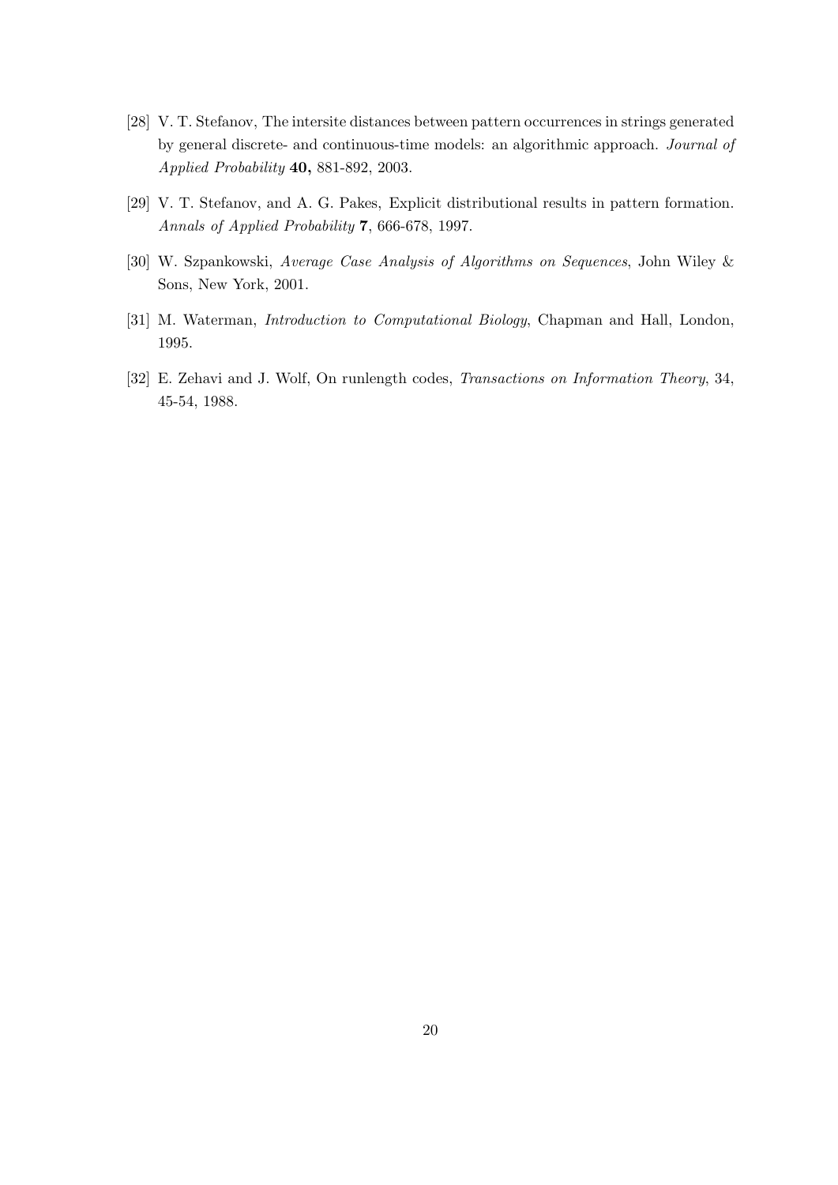[28] V. T. Stefanov, The intersite distances between pattern occurrences in strings generated by general discrete- and continuous-time models: an algorithmic approach. *Journal of Applied Probability* **40,** 881-892, 2003.

[29] V. T. Stefanov, and A. G. Pakes, Explicit distributional results in pattern formation. *Annals of Applied Probability* **7**, 666-678, 1997.

[30] W. Szpankowski, *Average Case Analysis of Algorithms on Sequences*, John Wiley & Sons, New York, 2001.

[31] M. Waterman, *Introduction to Computational Biology*, Chapman and Hall, London, 1995.

[32] E. Zehavi and J. Wolf, On runlength codes, *Transactions on Information Theory*, 34, 45-54, 1988.